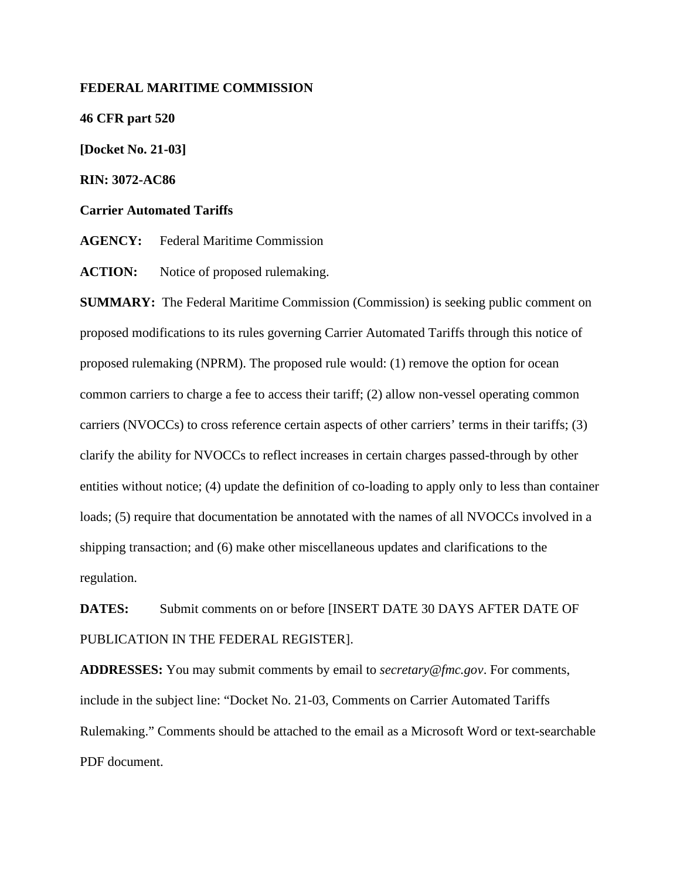**FEDERAL MARITIME COMMISSION**

**46 CFR part 520**

**[Docket No. 21-03]**

**RIN: 3072-AC86**

**Carrier Automated Tariffs**

**AGENCY:** Federal Maritime Commission

**ACTION:** Notice of proposed rulemaking.

**SUMMARY:** The Federal Maritime Commission (Commission) is seeking public comment on proposed modifications to its rules governing Carrier Automated Tariffs through this notice of proposed rulemaking (NPRM). The proposed rule would: (1) remove the option for ocean common carriers to charge a fee to access their tariff; (2) allow non-vessel operating common carriers (NVOCCs) to cross reference certain aspects of other carriers' terms in their tariffs; (3) clarify the ability for NVOCCs to reflect increases in certain charges passed-through by other entities without notice; (4) update the definition of co-loading to apply only to less than container loads; (5) require that documentation be annotated with the names of all NVOCCs involved in a shipping transaction; and (6) make other miscellaneous updates and clarifications to the regulation.

**DATES:** Submit comments on or before [INSERT DATE 30 DAYS AFTER DATE OF PUBLICATION IN THE FEDERAL REGISTER].

**ADDRESSES:** You may submit comments by email to *secretary@fmc.gov*. For comments, include in the subject line: "Docket No. 21-03, Comments on Carrier Automated Tariffs Rulemaking." Comments should be attached to the email as a Microsoft Word or text-searchable PDF document.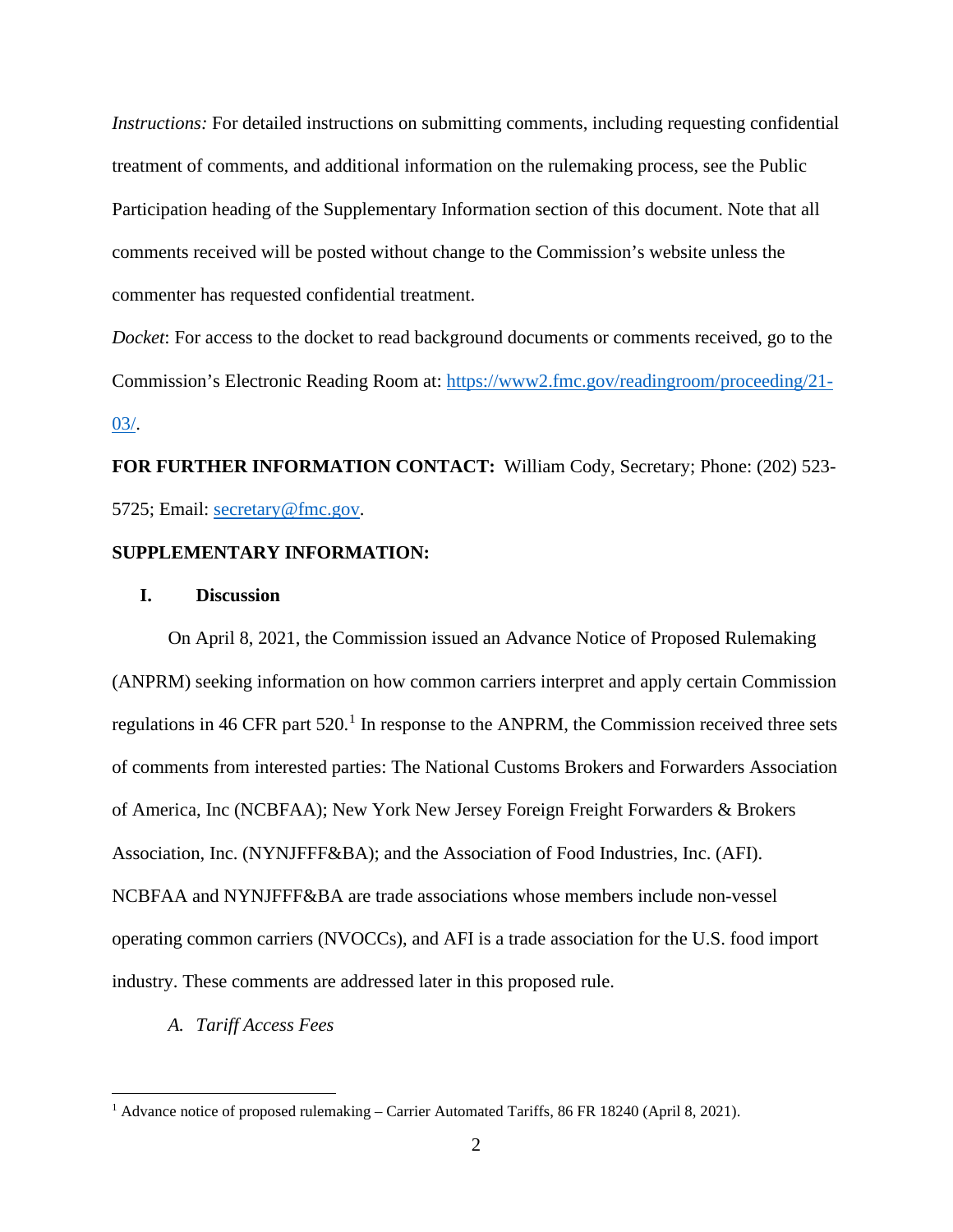*Instructions:* For detailed instructions on submitting comments, including requesting confidential treatment of comments, and additional information on the rulemaking process, see the Public Participation heading of the Supplementary Information section of this document. Note that all comments received will be posted without change to the Commission's website unless the commenter has requested confidential treatment.

*Docket*: For access to the docket to read background documents or comments received, go to the Commission's Electronic Reading Room at: https://www2.fmc.gov/readingroom/proceeding/21-03/.

**FOR FURTHER INFORMATION CONTACT:** William Cody, Secretary; Phone: (202) 523-5725; Email: secretary@fmc.gov.

**SUPPLEMENTARY INFORMATION:**

## I. Discussion

On April 8, 2021, the Commission issued an Advance Notice of Proposed Rulemaking (ANPRM) seeking information on how common carriers interpret and apply certain Commission regulations in 46 CFR part 520.[1] In response to the ANPRM, the Commission received three sets of comments from interested parties: The National Customs Brokers and Forwarders Association of America, Inc (NCBFAA); New York New Jersey Foreign Freight Forwarders & Brokers Association, Inc. (NYNJFFF&BA); and the Association of Food Industries, Inc. (AFI). NCBFAA and NYNJFFF&BA are trade associations whose members include non-vessel operating common carriers (NVOCCs), and AFI is a trade association for the U.S. food import industry. These comments are addressed later in this proposed rule.

### *A. Tariff Access Fees*

[1] Advance notice of proposed rulemaking – Carrier Automated Tariffs, 86 FR 18240 (April 8, 2021).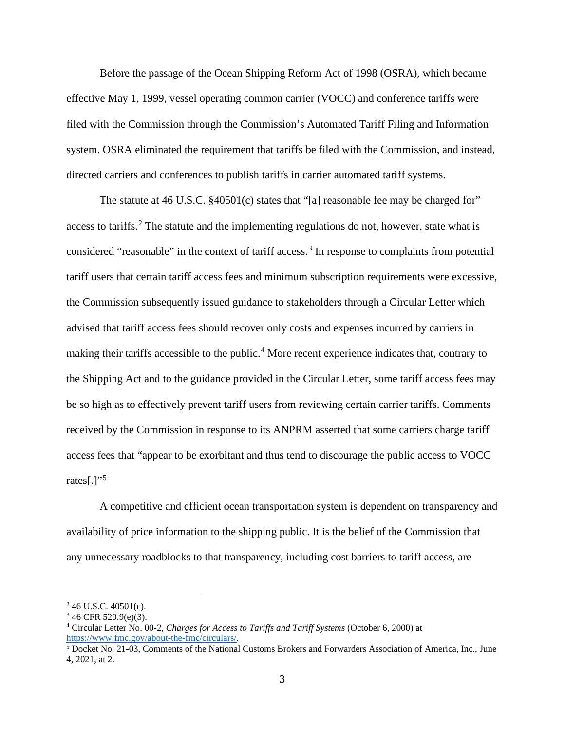Before the passage of the Ocean Shipping Reform Act of 1998 (OSRA), which became effective May 1, 1999, vessel operating common carrier (VOCC) and conference tariffs were filed with the Commission through the Commission's Automated Tariff Filing and Information system. OSRA eliminated the requirement that tariffs be filed with the Commission, and instead, directed carriers and conferences to publish tariffs in carrier automated tariff systems.

The statute at 46 U.S.C. §40501(c) states that "[a] reasonable fee may be charged for" access to tariffs.[2] The statute and the implementing regulations do not, however, state what is considered "reasonable" in the context of tariff access.[3] In response to complaints from potential tariff users that certain tariff access fees and minimum subscription requirements were excessive, the Commission subsequently issued guidance to stakeholders through a Circular Letter which advised that tariff access fees should recover only costs and expenses incurred by carriers in making their tariffs accessible to the public.[4] More recent experience indicates that, contrary to the Shipping Act and to the guidance provided in the Circular Letter, some tariff access fees may be so high as to effectively prevent tariff users from reviewing certain carrier tariffs. Comments received by the Commission in response to its ANPRM asserted that some carriers charge tariff access fees that "appear to be exorbitant and thus tend to discourage the public access to VOCC rates[.]"[5]

A competitive and efficient ocean transportation system is dependent on transparency and availability of price information to the shipping public. It is the belief of the Commission that any unnecessary roadblocks to that transparency, including cost barriers to tariff access, are

---

[2] 46 U.S.C. 40501(c).

[3] 46 CFR 520.9(e)(3).

[4] Circular Letter No. 00-2, *Charges for Access to Tariffs and Tariff Systems* (October 6, 2000) at https://www.fmc.gov/about-the-fmc/circulars/.

[5] Docket No. 21-03, Comments of the National Customs Brokers and Forwarders Association of America, Inc., June 4, 2021, at 2.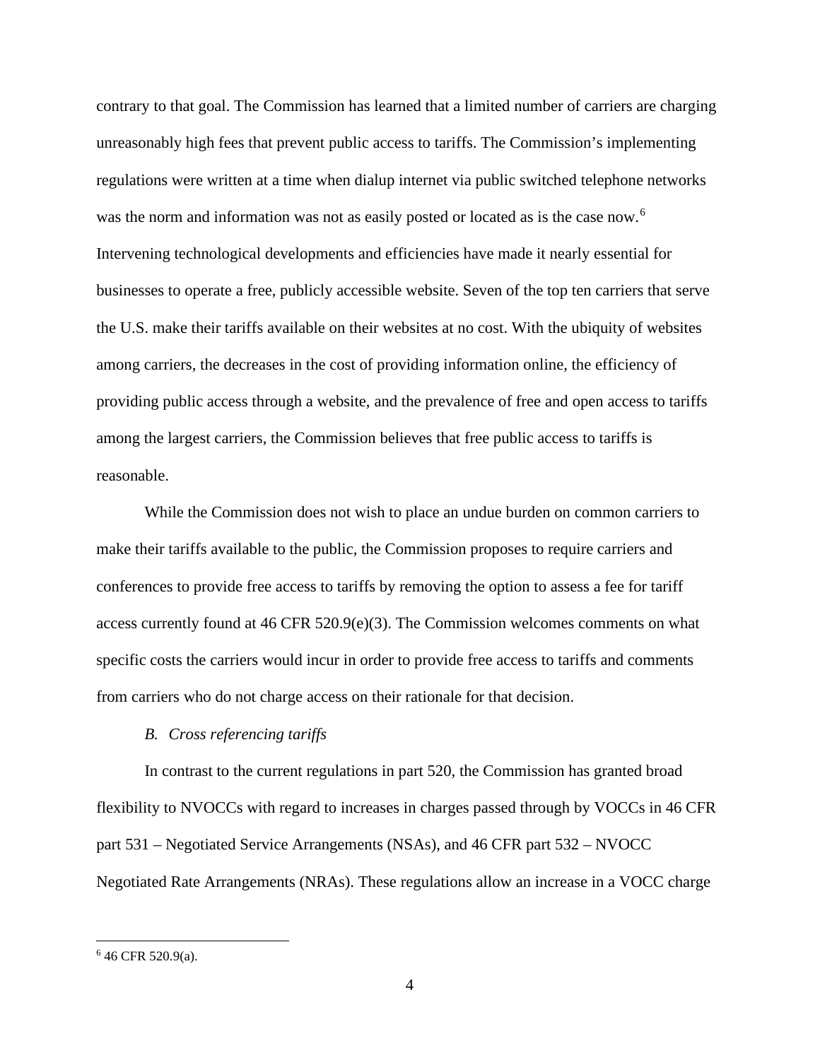contrary to that goal. The Commission has learned that a limited number of carriers are charging unreasonably high fees that prevent public access to tariffs. The Commission's implementing regulations were written at a time when dialup internet via public switched telephone networks was the norm and information was not as easily posted or located as is the case now.[6] Intervening technological developments and efficiencies have made it nearly essential for businesses to operate a free, publicly accessible website. Seven of the top ten carriers that serve the U.S. make their tariffs available on their websites at no cost. With the ubiquity of websites among carriers, the decreases in the cost of providing information online, the efficiency of providing public access through a website, and the prevalence of free and open access to tariffs among the largest carriers, the Commission believes that free public access to tariffs is reasonable.

While the Commission does not wish to place an undue burden on common carriers to make their tariffs available to the public, the Commission proposes to require carriers and conferences to provide free access to tariffs by removing the option to assess a fee for tariff access currently found at 46 CFR 520.9(e)(3). The Commission welcomes comments on what specific costs the carriers would incur in order to provide free access to tariffs and comments from carriers who do not charge access on their rationale for that decision.

*B. Cross referencing tariffs*

In contrast to the current regulations in part 520, the Commission has granted broad flexibility to NVOCCs with regard to increases in charges passed through by VOCCs in 46 CFR part 531 – Negotiated Service Arrangements (NSAs), and 46 CFR part 532 – NVOCC Negotiated Rate Arrangements (NRAs). These regulations allow an increase in a VOCC charge

[6] 46 CFR 520.9(a).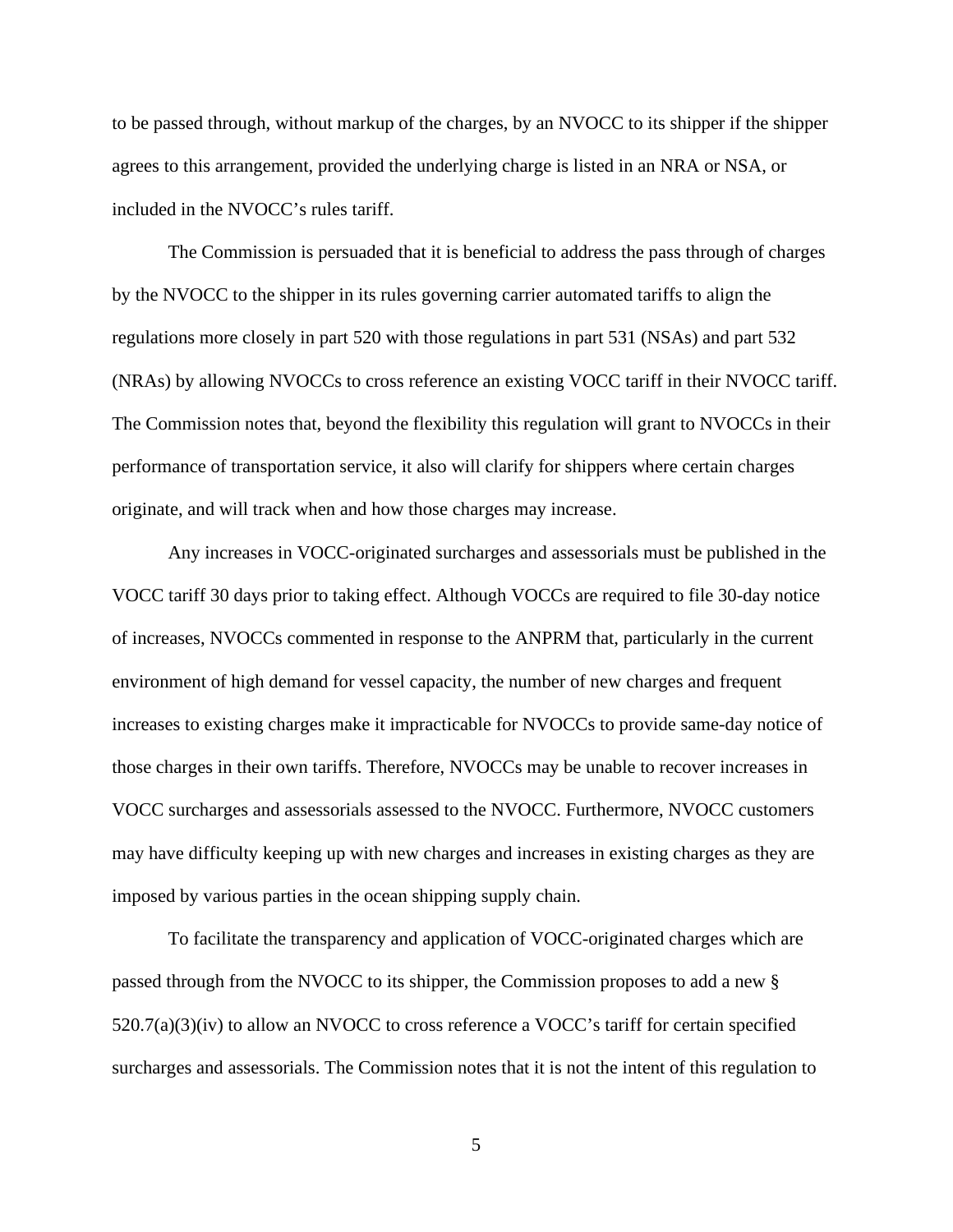to be passed through, without markup of the charges, by an NVOCC to its shipper if the shipper agrees to this arrangement, provided the underlying charge is listed in an NRA or NSA, or included in the NVOCC's rules tariff.

The Commission is persuaded that it is beneficial to address the pass through of charges by the NVOCC to the shipper in its rules governing carrier automated tariffs to align the regulations more closely in part 520 with those regulations in part 531 (NSAs) and part 532 (NRAs) by allowing NVOCCs to cross reference an existing VOCC tariff in their NVOCC tariff. The Commission notes that, beyond the flexibility this regulation will grant to NVOCCs in their performance of transportation service, it also will clarify for shippers where certain charges originate, and will track when and how those charges may increase.

Any increases in VOCC-originated surcharges and assessorials must be published in the VOCC tariff 30 days prior to taking effect. Although VOCCs are required to file 30-day notice of increases, NVOCCs commented in response to the ANPRM that, particularly in the current environment of high demand for vessel capacity, the number of new charges and frequent increases to existing charges make it impracticable for NVOCCs to provide same-day notice of those charges in their own tariffs. Therefore, NVOCCs may be unable to recover increases in VOCC surcharges and assessorials assessed to the NVOCC. Furthermore, NVOCC customers may have difficulty keeping up with new charges and increases in existing charges as they are imposed by various parties in the ocean shipping supply chain.

To facilitate the transparency and application of VOCC-originated charges which are passed through from the NVOCC to its shipper, the Commission proposes to add a new § 520.7(a)(3)(iv) to allow an NVOCC to cross reference a VOCC's tariff for certain specified surcharges and assessorials. The Commission notes that it is not the intent of this regulation to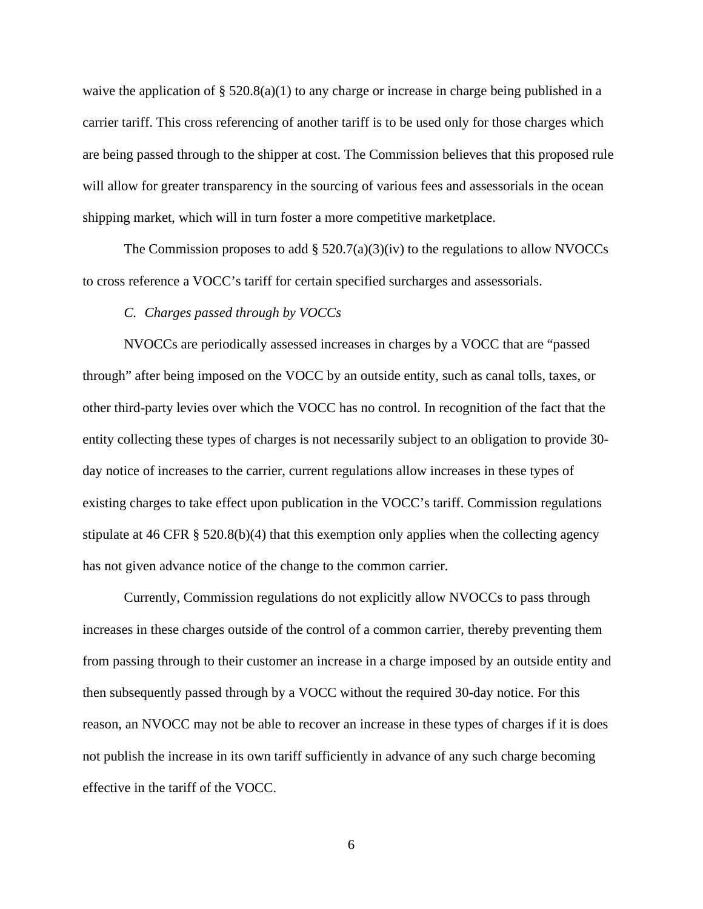waive the application of § 520.8(a)(1) to any charge or increase in charge being published in a carrier tariff. This cross referencing of another tariff is to be used only for those charges which are being passed through to the shipper at cost. The Commission believes that this proposed rule will allow for greater transparency in the sourcing of various fees and assessorials in the ocean shipping market, which will in turn foster a more competitive marketplace.

The Commission proposes to add § 520.7(a)(3)(iv) to the regulations to allow NVOCCs to cross reference a VOCC's tariff for certain specified surcharges and assessorials.

*C. Charges passed through by VOCCs*

NVOCCs are periodically assessed increases in charges by a VOCC that are "passed through" after being imposed on the VOCC by an outside entity, such as canal tolls, taxes, or other third-party levies over which the VOCC has no control. In recognition of the fact that the entity collecting these types of charges is not necessarily subject to an obligation to provide 30-day notice of increases to the carrier, current regulations allow increases in these types of existing charges to take effect upon publication in the VOCC's tariff. Commission regulations stipulate at 46 CFR § 520.8(b)(4) that this exemption only applies when the collecting agency has not given advance notice of the change to the common carrier.

Currently, Commission regulations do not explicitly allow NVOCCs to pass through increases in these charges outside of the control of a common carrier, thereby preventing them from passing through to their customer an increase in a charge imposed by an outside entity and then subsequently passed through by a VOCC without the required 30-day notice. For this reason, an NVOCC may not be able to recover an increase in these types of charges if it is does not publish the increase in its own tariff sufficiently in advance of any such charge becoming effective in the tariff of the VOCC.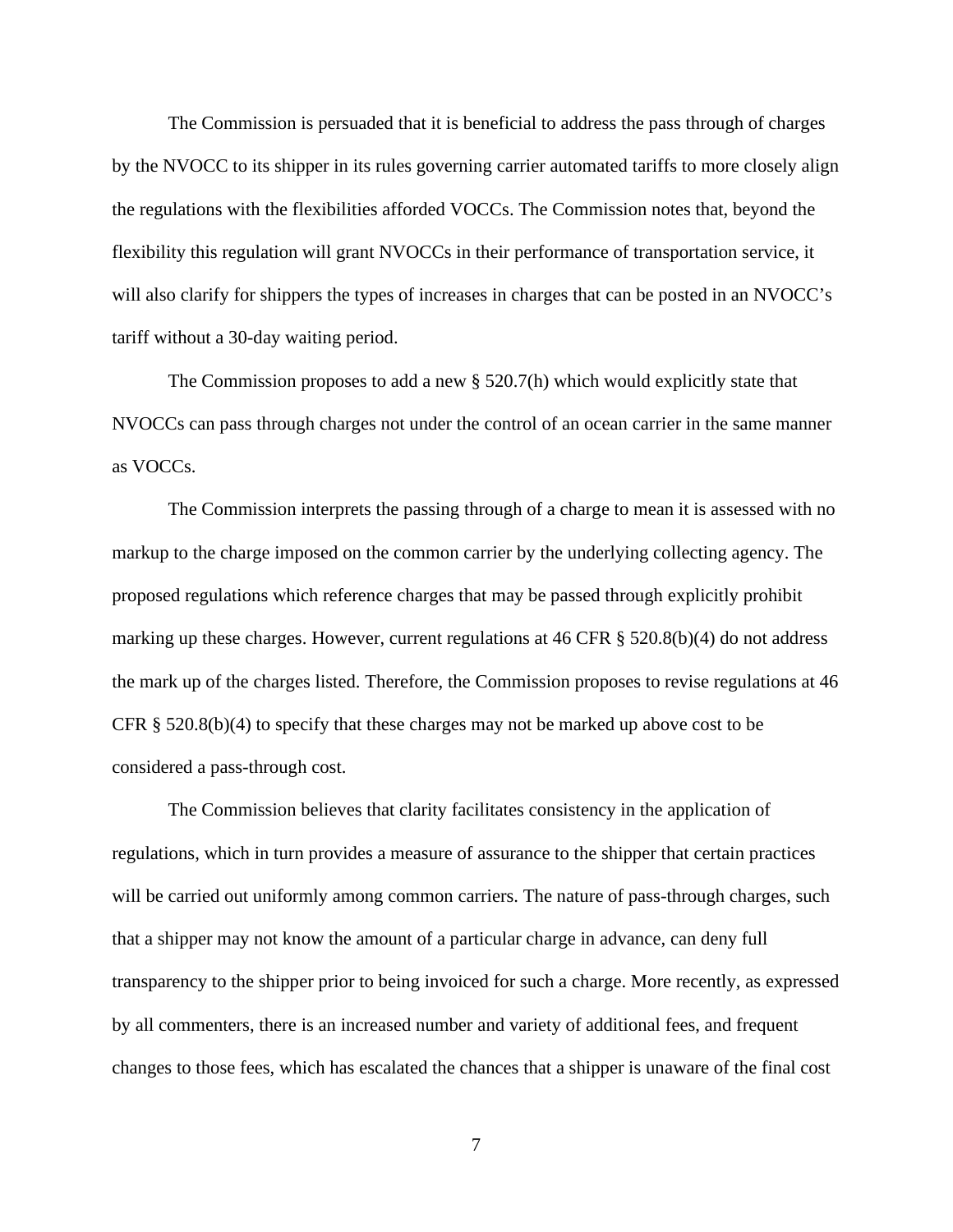The Commission is persuaded that it is beneficial to address the pass through of charges by the NVOCC to its shipper in its rules governing carrier automated tariffs to more closely align the regulations with the flexibilities afforded VOCCs. The Commission notes that, beyond the flexibility this regulation will grant NVOCCs in their performance of transportation service, it will also clarify for shippers the types of increases in charges that can be posted in an NVOCC's tariff without a 30-day waiting period.

The Commission proposes to add a new § 520.7(h) which would explicitly state that NVOCCs can pass through charges not under the control of an ocean carrier in the same manner as VOCCs.

The Commission interprets the passing through of a charge to mean it is assessed with no markup to the charge imposed on the common carrier by the underlying collecting agency. The proposed regulations which reference charges that may be passed through explicitly prohibit marking up these charges. However, current regulations at 46 CFR § 520.8(b)(4) do not address the mark up of the charges listed. Therefore, the Commission proposes to revise regulations at 46 CFR § 520.8(b)(4) to specify that these charges may not be marked up above cost to be considered a pass-through cost.

The Commission believes that clarity facilitates consistency in the application of regulations, which in turn provides a measure of assurance to the shipper that certain practices will be carried out uniformly among common carriers. The nature of pass-through charges, such that a shipper may not know the amount of a particular charge in advance, can deny full transparency to the shipper prior to being invoiced for such a charge. More recently, as expressed by all commenters, there is an increased number and variety of additional fees, and frequent changes to those fees, which has escalated the chances that a shipper is unaware of the final cost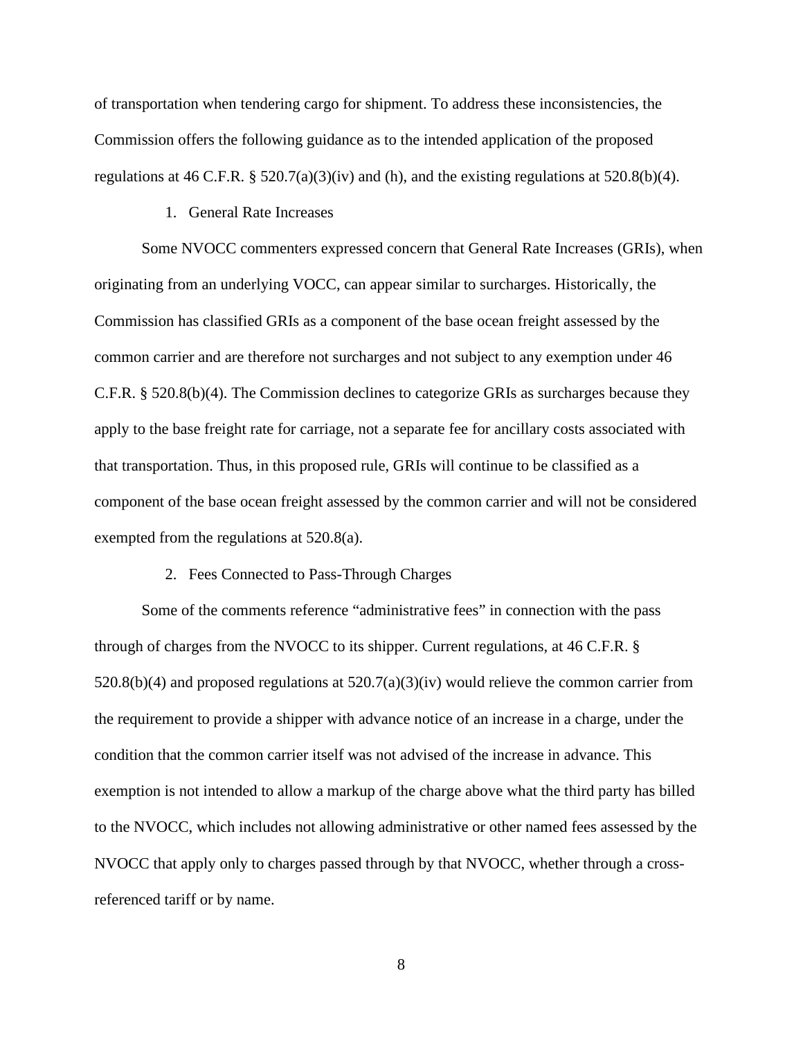of transportation when tendering cargo for shipment. To address these inconsistencies, the Commission offers the following guidance as to the intended application of the proposed regulations at 46 C.F.R. § 520.7(a)(3)(iv) and (h), and the existing regulations at 520.8(b)(4).

1. General Rate Increases

Some NVOCC commenters expressed concern that General Rate Increases (GRIs), when originating from an underlying VOCC, can appear similar to surcharges. Historically, the Commission has classified GRIs as a component of the base ocean freight assessed by the common carrier and are therefore not surcharges and not subject to any exemption under 46 C.F.R. § 520.8(b)(4). The Commission declines to categorize GRIs as surcharges because they apply to the base freight rate for carriage, not a separate fee for ancillary costs associated with that transportation. Thus, in this proposed rule, GRIs will continue to be classified as a component of the base ocean freight assessed by the common carrier and will not be considered exempted from the regulations at 520.8(a).

2. Fees Connected to Pass-Through Charges

Some of the comments reference "administrative fees" in connection with the pass through of charges from the NVOCC to its shipper. Current regulations, at 46 C.F.R. § 520.8(b)(4) and proposed regulations at 520.7(a)(3)(iv) would relieve the common carrier from the requirement to provide a shipper with advance notice of an increase in a charge, under the condition that the common carrier itself was not advised of the increase in advance. This exemption is not intended to allow a markup of the charge above what the third party has billed to the NVOCC, which includes not allowing administrative or other named fees assessed by the NVOCC that apply only to charges passed through by that NVOCC, whether through a cross-referenced tariff or by name.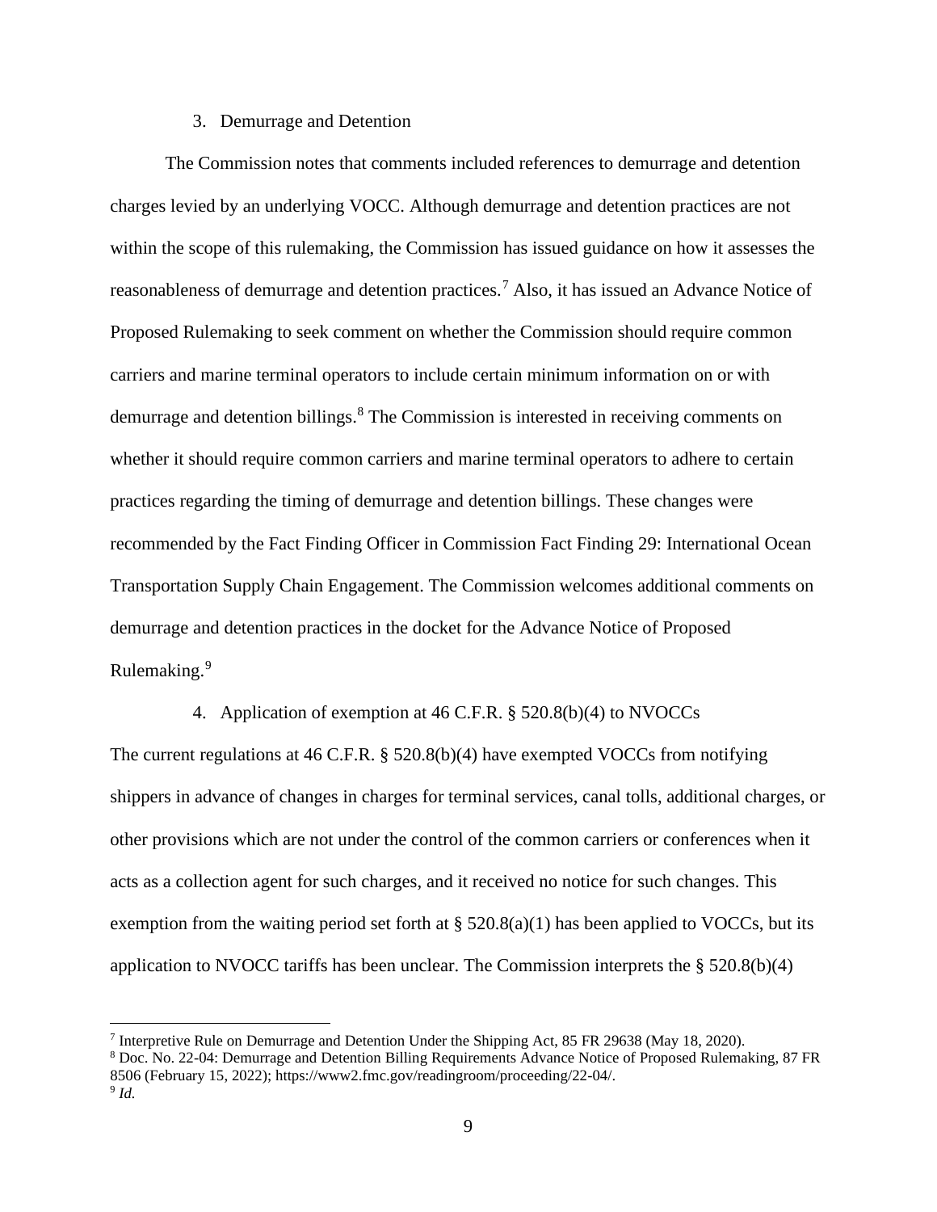### 3. Demurrage and Detention

The Commission notes that comments included references to demurrage and detention charges levied by an underlying VOCC. Although demurrage and detention practices are not within the scope of this rulemaking, the Commission has issued guidance on how it assesses the reasonableness of demurrage and detention practices.[7] Also, it has issued an Advance Notice of Proposed Rulemaking to seek comment on whether the Commission should require common carriers and marine terminal operators to include certain minimum information on or with demurrage and detention billings.[8] The Commission is interested in receiving comments on whether it should require common carriers and marine terminal operators to adhere to certain practices regarding the timing of demurrage and detention billings. These changes were recommended by the Fact Finding Officer in Commission Fact Finding 29: International Ocean Transportation Supply Chain Engagement. The Commission welcomes additional comments on demurrage and detention practices in the docket for the Advance Notice of Proposed Rulemaking.[9]

### 4. Application of exemption at 46 C.F.R. § 520.8(b)(4) to NVOCCs

The current regulations at 46 C.F.R. § 520.8(b)(4) have exempted VOCCs from notifying shippers in advance of changes in charges for terminal services, canal tolls, additional charges, or other provisions which are not under the control of the common carriers or conferences when it acts as a collection agent for such charges, and it received no notice for such changes. This exemption from the waiting period set forth at § 520.8(a)(1) has been applied to VOCCs, but its application to NVOCC tariffs has been unclear. The Commission interprets the § 520.8(b)(4)

---

[7] Interpretive Rule on Demurrage and Detention Under the Shipping Act, 85 FR 29638 (May 18, 2020).

[8] Doc. No. 22-04: Demurrage and Detention Billing Requirements Advance Notice of Proposed Rulemaking, 87 FR 8506 (February 15, 2022); https://www2.fmc.gov/readingroom/proceeding/22-04/.

[9] *Id.*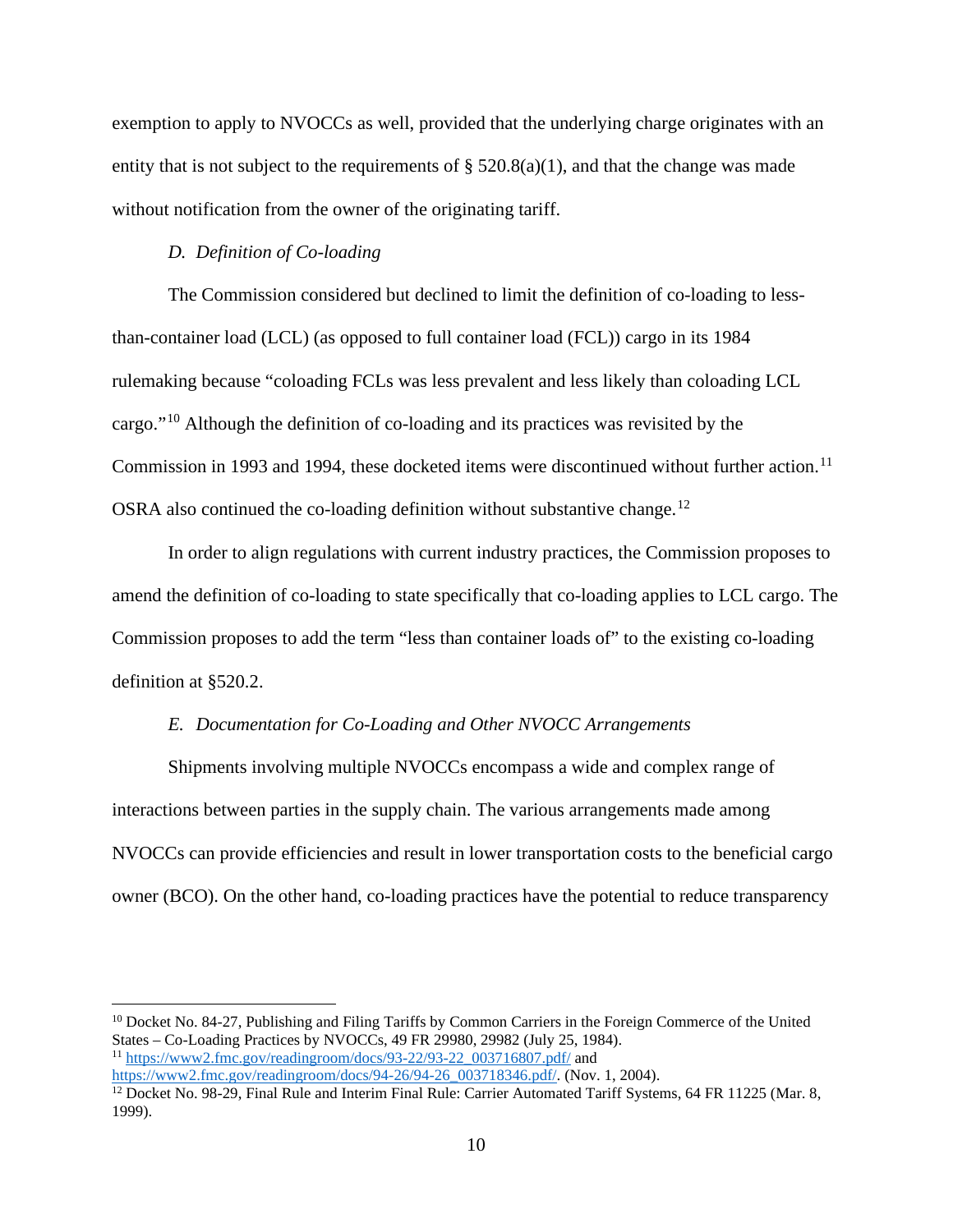exemption to apply to NVOCCs as well, provided that the underlying charge originates with an entity that is not subject to the requirements of § 520.8(a)(1), and that the change was made without notification from the owner of the originating tariff.

### *D. Definition of Co-loading*

The Commission considered but declined to limit the definition of co-loading to less-than-container load (LCL) (as opposed to full container load (FCL)) cargo in its 1984 rulemaking because "coloading FCLs was less prevalent and less likely than coloading LCL cargo."[10] Although the definition of co-loading and its practices was revisited by the Commission in 1993 and 1994, these docketed items were discontinued without further action.[11] OSRA also continued the co-loading definition without substantive change.[12]

In order to align regulations with current industry practices, the Commission proposes to amend the definition of co-loading to state specifically that co-loading applies to LCL cargo. The Commission proposes to add the term "less than container loads of" to the existing co-loading definition at §520.2.

### *E. Documentation for Co-Loading and Other NVOCC Arrangements*

Shipments involving multiple NVOCCs encompass a wide and complex range of interactions between parties in the supply chain. The various arrangements made among NVOCCs can provide efficiencies and result in lower transportation costs to the beneficial cargo owner (BCO). On the other hand, co-loading practices have the potential to reduce transparency

---

[10] Docket No. 84-27, Publishing and Filing Tariffs by Common Carriers in the Foreign Commerce of the United States – Co-Loading Practices by NVOCCs, 49 FR 29980, 29982 (July 25, 1984).

[11] https://www2.fmc.gov/readingroom/docs/93-22/93-22_003716807.pdf/ and https://www2.fmc.gov/readingroom/docs/94-26/94-26_003718346.pdf/. (Nov. 1, 2004).

[12] Docket No. 98-29, Final Rule and Interim Final Rule: Carrier Automated Tariff Systems, 64 FR 11225 (Mar. 8, 1999).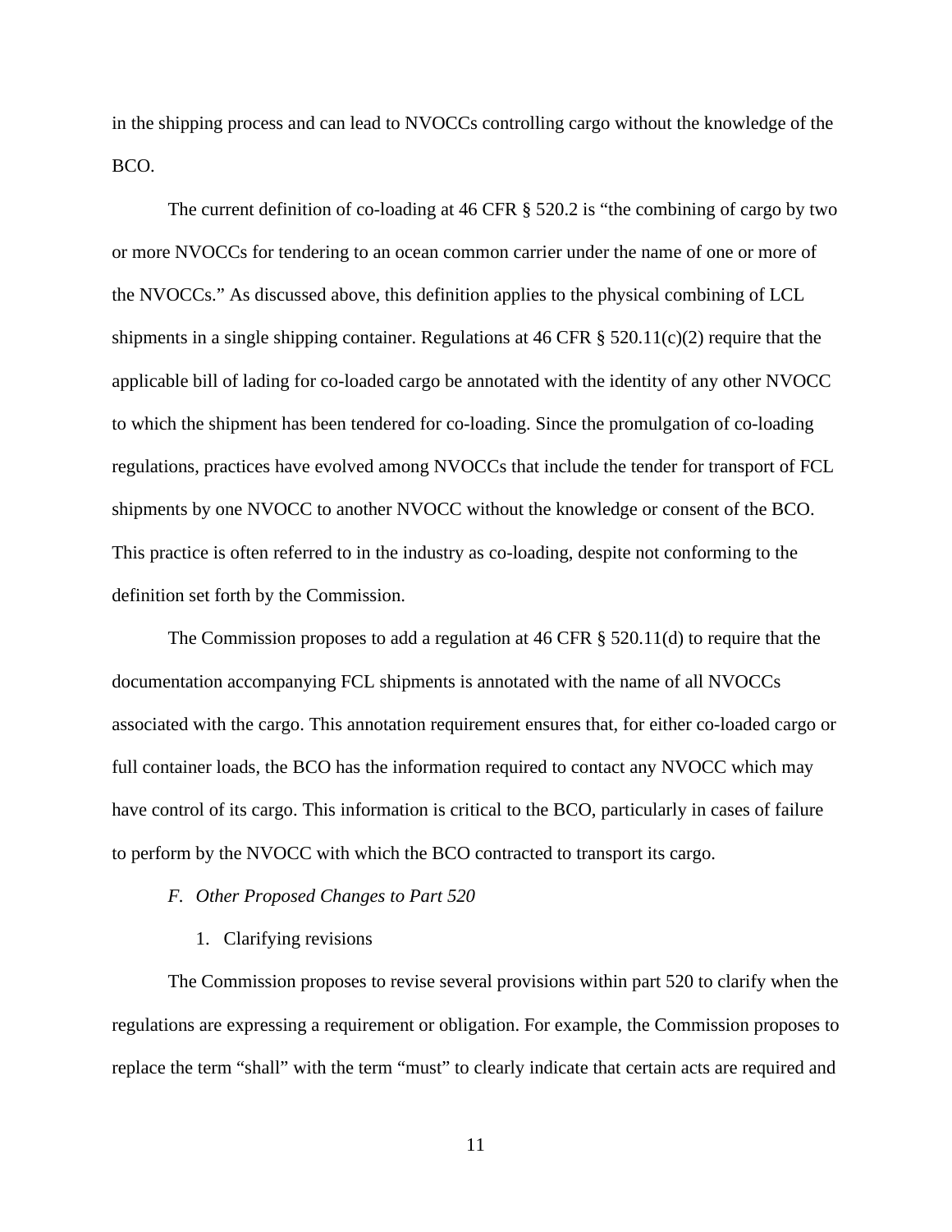in the shipping process and can lead to NVOCCs controlling cargo without the knowledge of the BCO.

The current definition of co-loading at 46 CFR § 520.2 is "the combining of cargo by two or more NVOCCs for tendering to an ocean common carrier under the name of one or more of the NVOCCs." As discussed above, this definition applies to the physical combining of LCL shipments in a single shipping container. Regulations at 46 CFR § 520.11(c)(2) require that the applicable bill of lading for co-loaded cargo be annotated with the identity of any other NVOCC to which the shipment has been tendered for co-loading. Since the promulgation of co-loading regulations, practices have evolved among NVOCCs that include the tender for transport of FCL shipments by one NVOCC to another NVOCC without the knowledge or consent of the BCO. This practice is often referred to in the industry as co-loading, despite not conforming to the definition set forth by the Commission.

The Commission proposes to add a regulation at 46 CFR § 520.11(d) to require that the documentation accompanying FCL shipments is annotated with the name of all NVOCCs associated with the cargo. This annotation requirement ensures that, for either co-loaded cargo or full container loads, the BCO has the information required to contact any NVOCC which may have control of its cargo. This information is critical to the BCO, particularly in cases of failure to perform by the NVOCC with which the BCO contracted to transport its cargo.

### *F. Other Proposed Changes to Part 520*

#### 1. Clarifying revisions

The Commission proposes to revise several provisions within part 520 to clarify when the regulations are expressing a requirement or obligation. For example, the Commission proposes to replace the term "shall" with the term "must" to clearly indicate that certain acts are required and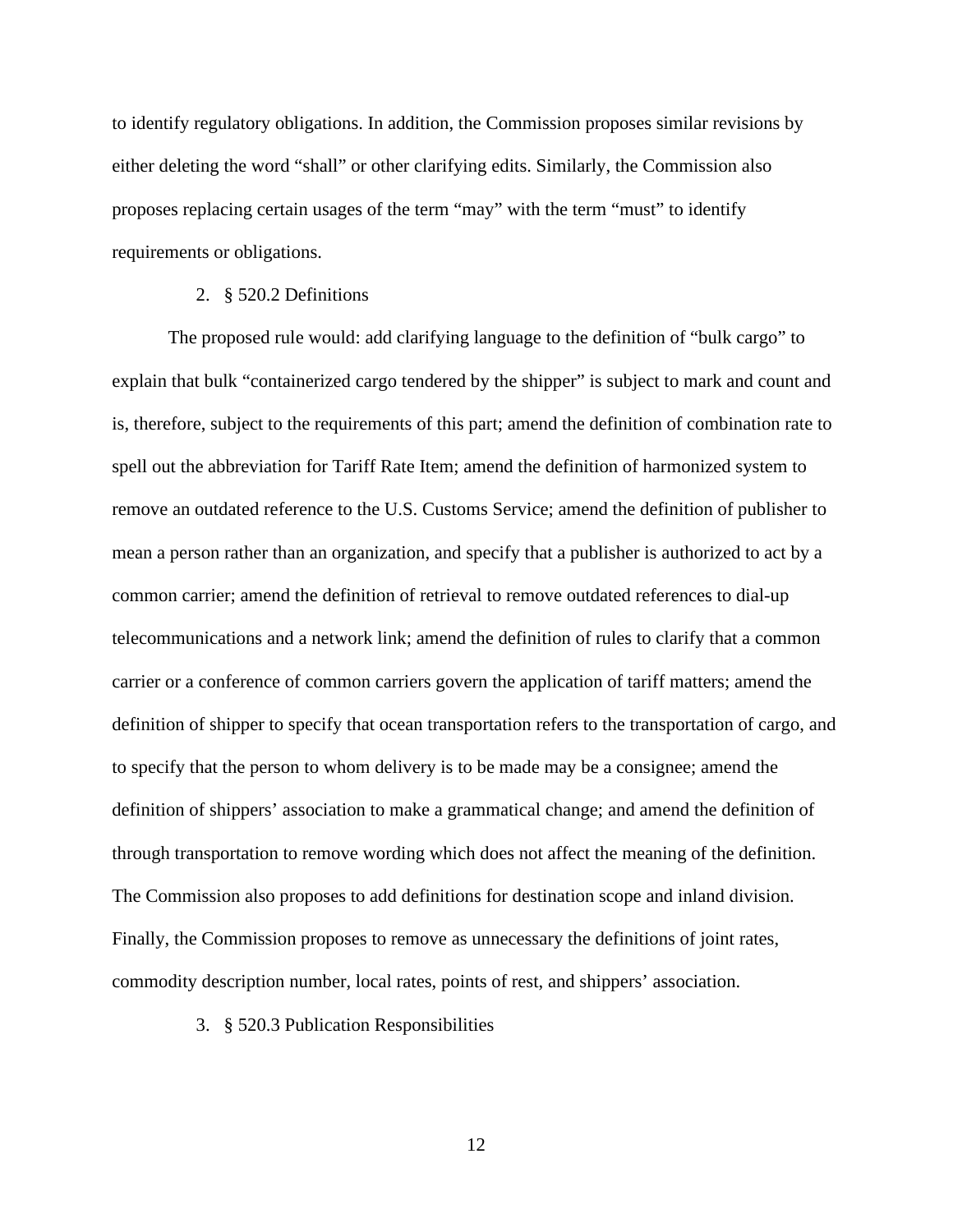to identify regulatory obligations. In addition, the Commission proposes similar revisions by either deleting the word "shall" or other clarifying edits. Similarly, the Commission also proposes replacing certain usages of the term "may" with the term "must" to identify requirements or obligations.

2. § 520.2 Definitions

The proposed rule would: add clarifying language to the definition of "bulk cargo" to explain that bulk "containerized cargo tendered by the shipper" is subject to mark and count and is, therefore, subject to the requirements of this part; amend the definition of combination rate to spell out the abbreviation for Tariff Rate Item; amend the definition of harmonized system to remove an outdated reference to the U.S. Customs Service; amend the definition of publisher to mean a person rather than an organization, and specify that a publisher is authorized to act by a common carrier; amend the definition of retrieval to remove outdated references to dial-up telecommunications and a network link; amend the definition of rules to clarify that a common carrier or a conference of common carriers govern the application of tariff matters; amend the definition of shipper to specify that ocean transportation refers to the transportation of cargo, and to specify that the person to whom delivery is to be made may be a consignee; amend the definition of shippers' association to make a grammatical change; and amend the definition of through transportation to remove wording which does not affect the meaning of the definition. The Commission also proposes to add definitions for destination scope and inland division. Finally, the Commission proposes to remove as unnecessary the definitions of joint rates, commodity description number, local rates, points of rest, and shippers' association.

3. § 520.3 Publication Responsibilities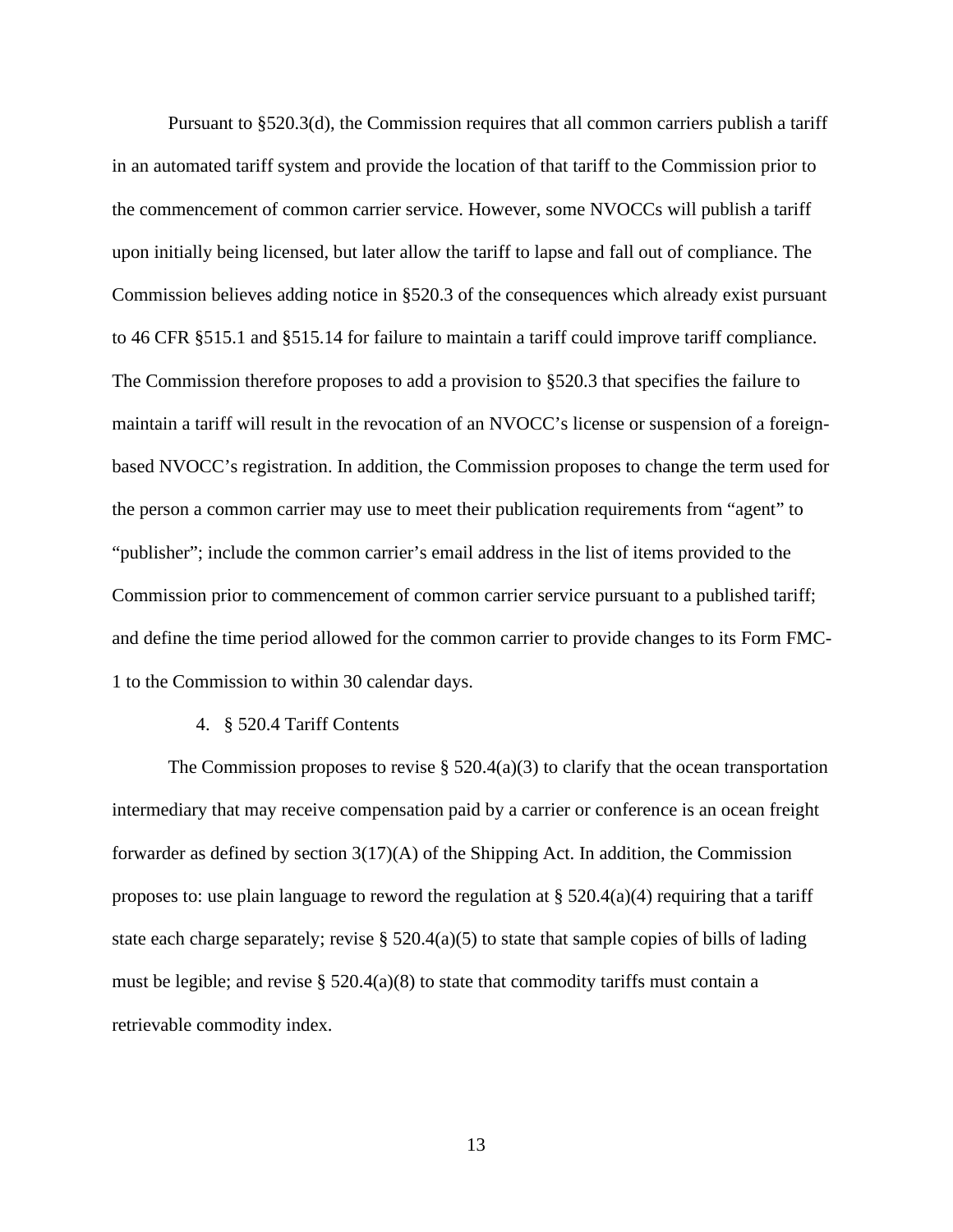Pursuant to §520.3(d), the Commission requires that all common carriers publish a tariff in an automated tariff system and provide the location of that tariff to the Commission prior to the commencement of common carrier service. However, some NVOCCs will publish a tariff upon initially being licensed, but later allow the tariff to lapse and fall out of compliance. The Commission believes adding notice in §520.3 of the consequences which already exist pursuant to 46 CFR §515.1 and §515.14 for failure to maintain a tariff could improve tariff compliance. The Commission therefore proposes to add a provision to §520.3 that specifies the failure to maintain a tariff will result in the revocation of an NVOCC's license or suspension of a foreign-based NVOCC's registration. In addition, the Commission proposes to change the term used for the person a common carrier may use to meet their publication requirements from "agent" to "publisher"; include the common carrier's email address in the list of items provided to the Commission prior to commencement of common carrier service pursuant to a published tariff; and define the time period allowed for the common carrier to provide changes to its Form FMC-1 to the Commission to within 30 calendar days.

4. § 520.4 Tariff Contents

The Commission proposes to revise § 520.4(a)(3) to clarify that the ocean transportation intermediary that may receive compensation paid by a carrier or conference is an ocean freight forwarder as defined by section 3(17)(A) of the Shipping Act. In addition, the Commission proposes to: use plain language to reword the regulation at § 520.4(a)(4) requiring that a tariff state each charge separately; revise § 520.4(a)(5) to state that sample copies of bills of lading must be legible; and revise § 520.4(a)(8) to state that commodity tariffs must contain a retrievable commodity index.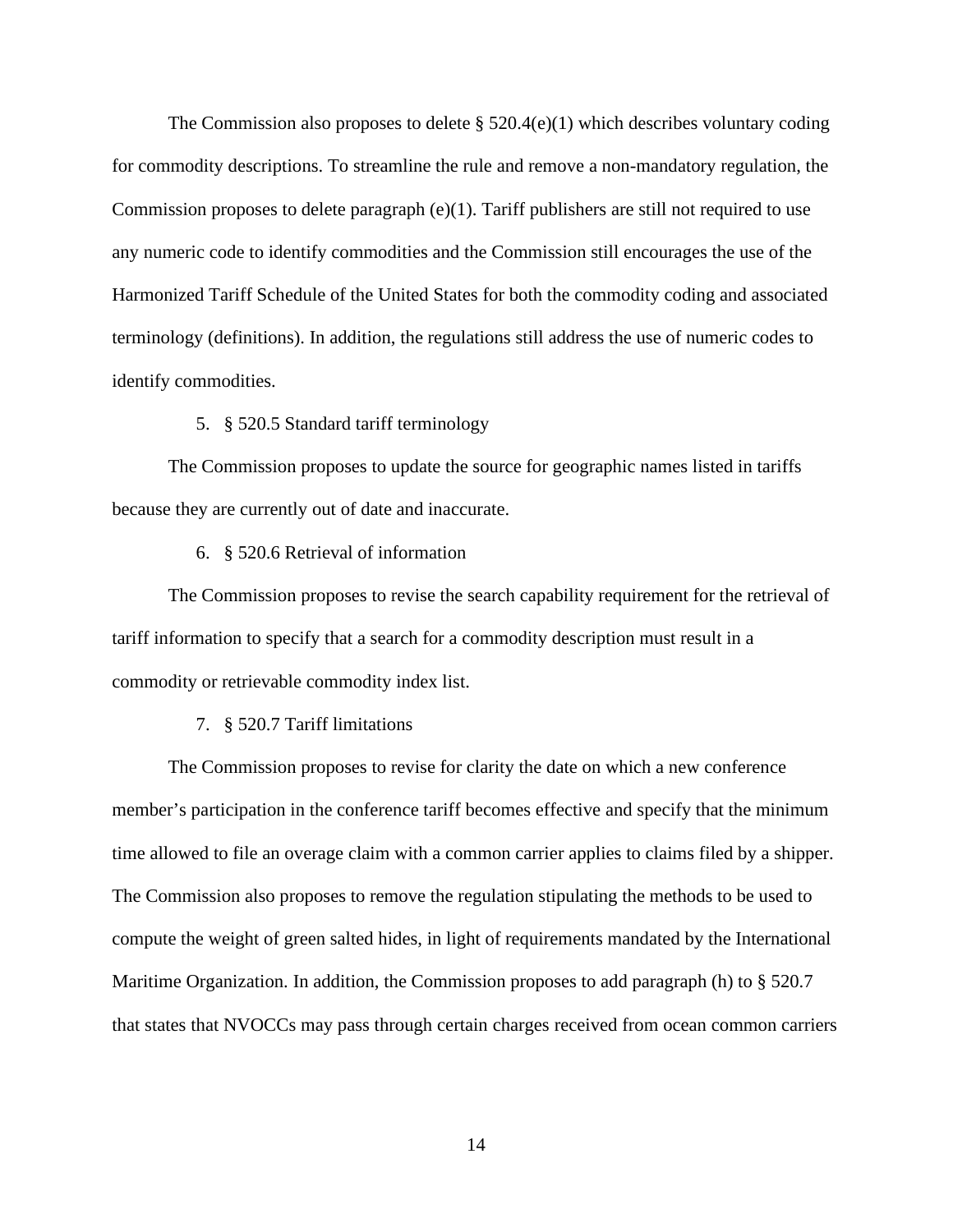The Commission also proposes to delete § 520.4(e)(1) which describes voluntary coding for commodity descriptions. To streamline the rule and remove a non-mandatory regulation, the Commission proposes to delete paragraph (e)(1). Tariff publishers are still not required to use any numeric code to identify commodities and the Commission still encourages the use of the Harmonized Tariff Schedule of the United States for both the commodity coding and associated terminology (definitions). In addition, the regulations still address the use of numeric codes to identify commodities.

5. § 520.5 Standard tariff terminology

The Commission proposes to update the source for geographic names listed in tariffs because they are currently out of date and inaccurate.

6. § 520.6 Retrieval of information

The Commission proposes to revise the search capability requirement for the retrieval of tariff information to specify that a search for a commodity description must result in a commodity or retrievable commodity index list.

7. § 520.7 Tariff limitations

The Commission proposes to revise for clarity the date on which a new conference member's participation in the conference tariff becomes effective and specify that the minimum time allowed to file an overage claim with a common carrier applies to claims filed by a shipper. The Commission also proposes to remove the regulation stipulating the methods to be used to compute the weight of green salted hides, in light of requirements mandated by the International Maritime Organization. In addition, the Commission proposes to add paragraph (h) to § 520.7 that states that NVOCCs may pass through certain charges received from ocean common carriers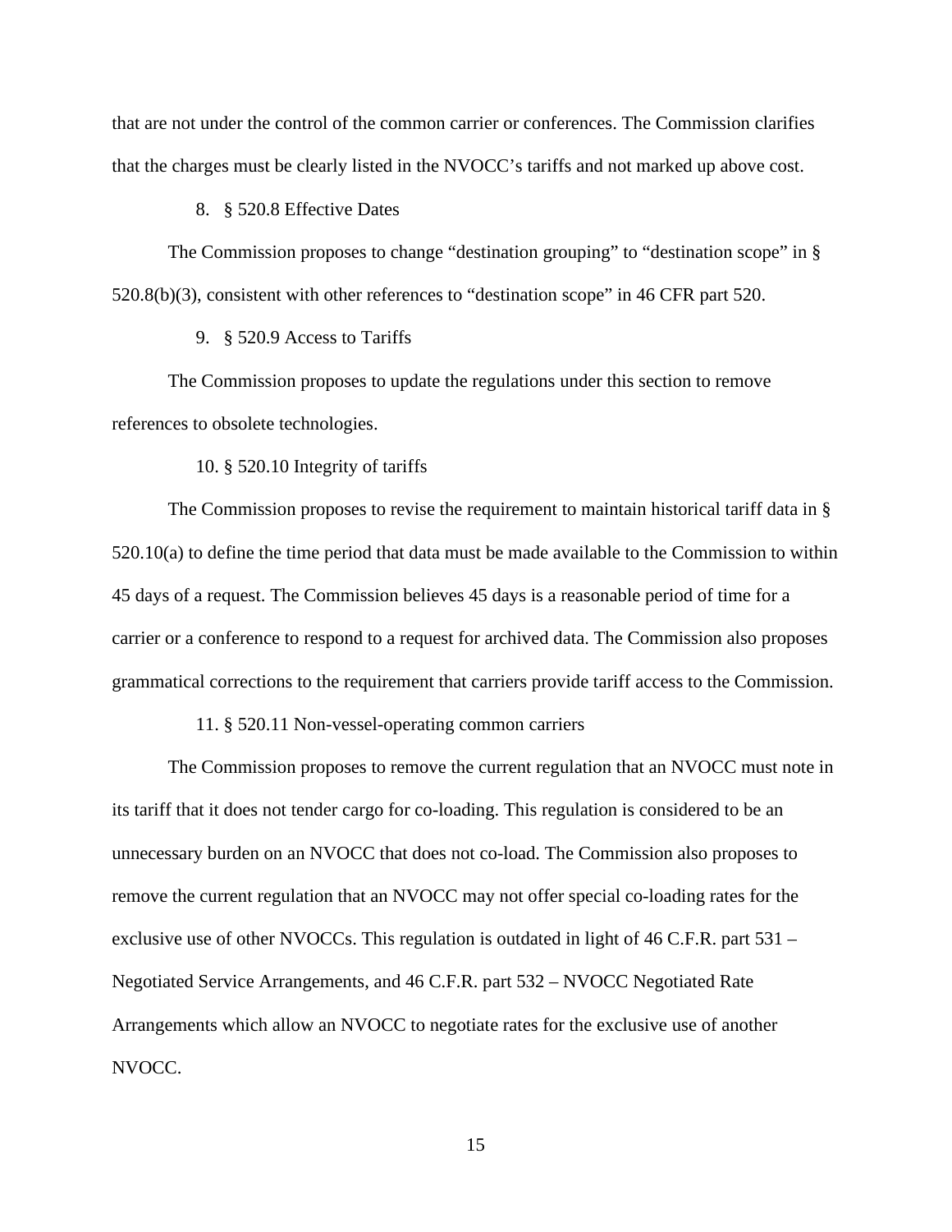that are not under the control of the common carrier or conferences. The Commission clarifies that the charges must be clearly listed in the NVOCC's tariffs and not marked up above cost.

8. § 520.8 Effective Dates

The Commission proposes to change "destination grouping" to "destination scope" in § 520.8(b)(3), consistent with other references to "destination scope" in 46 CFR part 520.

9. § 520.9 Access to Tariffs

The Commission proposes to update the regulations under this section to remove references to obsolete technologies.

10. § 520.10 Integrity of tariffs

The Commission proposes to revise the requirement to maintain historical tariff data in § 520.10(a) to define the time period that data must be made available to the Commission to within 45 days of a request. The Commission believes 45 days is a reasonable period of time for a carrier or a conference to respond to a request for archived data. The Commission also proposes grammatical corrections to the requirement that carriers provide tariff access to the Commission.

11. § 520.11 Non-vessel-operating common carriers

The Commission proposes to remove the current regulation that an NVOCC must note in its tariff that it does not tender cargo for co-loading. This regulation is considered to be an unnecessary burden on an NVOCC that does not co-load. The Commission also proposes to remove the current regulation that an NVOCC may not offer special co-loading rates for the exclusive use of other NVOCCs. This regulation is outdated in light of 46 C.F.R. part 531 – Negotiated Service Arrangements, and 46 C.F.R. part 532 – NVOCC Negotiated Rate Arrangements which allow an NVOCC to negotiate rates for the exclusive use of another NVOCC.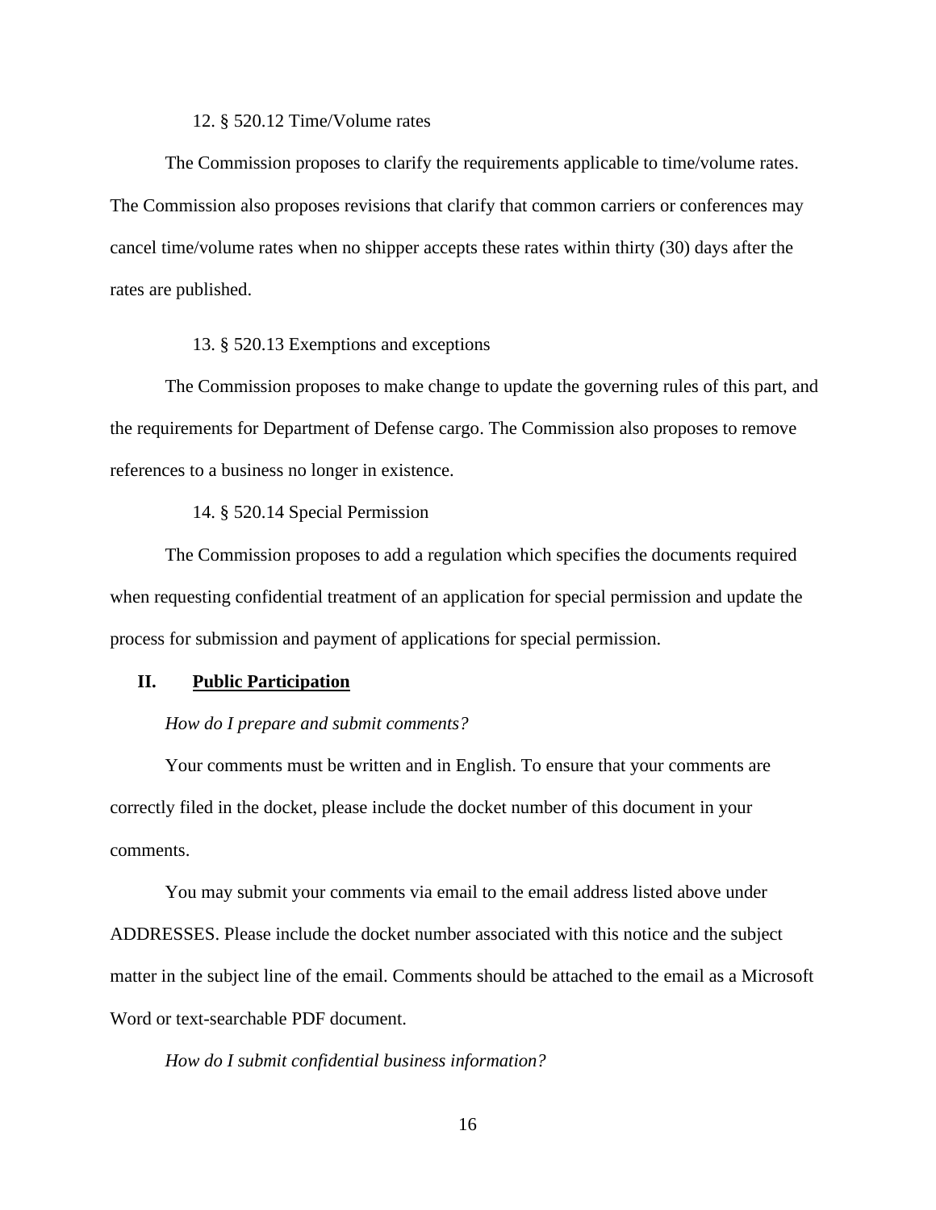12. § 520.12 Time/Volume rates

The Commission proposes to clarify the requirements applicable to time/volume rates. The Commission also proposes revisions that clarify that common carriers or conferences may cancel time/volume rates when no shipper accepts these rates within thirty (30) days after the rates are published.

13. § 520.13 Exemptions and exceptions

The Commission proposes to make change to update the governing rules of this part, and the requirements for Department of Defense cargo. The Commission also proposes to remove references to a business no longer in existence.

14. § 520.14 Special Permission

The Commission proposes to add a regulation which specifies the documents required when requesting confidential treatment of an application for special permission and update the process for submission and payment of applications for special permission.

## II. <u>Public Participation</u>

*How do I prepare and submit comments?*

Your comments must be written and in English. To ensure that your comments are correctly filed in the docket, please include the docket number of this document in your comments.

You may submit your comments via email to the email address listed above under ADDRESSES. Please include the docket number associated with this notice and the subject matter in the subject line of the email. Comments should be attached to the email as a Microsoft Word or text-searchable PDF document.

*How do I submit confidential business information?*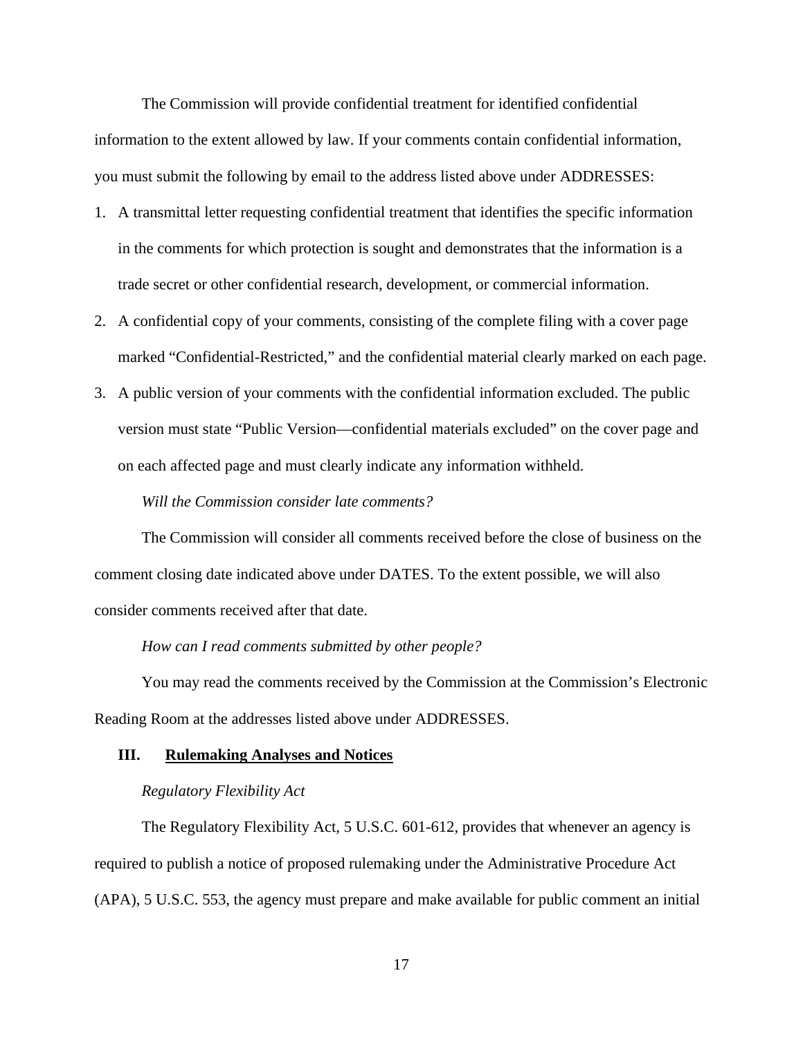The Commission will provide confidential treatment for identified confidential information to the extent allowed by law. If your comments contain confidential information, you must submit the following by email to the address listed above under ADDRESSES:

1. A transmittal letter requesting confidential treatment that identifies the specific information in the comments for which protection is sought and demonstrates that the information is a trade secret or other confidential research, development, or commercial information.
2. A confidential copy of your comments, consisting of the complete filing with a cover page marked "Confidential-Restricted," and the confidential material clearly marked on each page.
3. A public version of your comments with the confidential information excluded. The public version must state "Public Version—confidential materials excluded" on the cover page and on each affected page and must clearly indicate any information withheld.

*Will the Commission consider late comments?*

The Commission will consider all comments received before the close of business on the comment closing date indicated above under DATES. To the extent possible, we will also consider comments received after that date.

*How can I read comments submitted by other people?*

You may read the comments received by the Commission at the Commission's Electronic Reading Room at the addresses listed above under ADDRESSES.

## III. Rulemaking Analyses and Notices

*Regulatory Flexibility Act*

The Regulatory Flexibility Act, 5 U.S.C. 601-612, provides that whenever an agency is required to publish a notice of proposed rulemaking under the Administrative Procedure Act (APA), 5 U.S.C. 553, the agency must prepare and make available for public comment an initial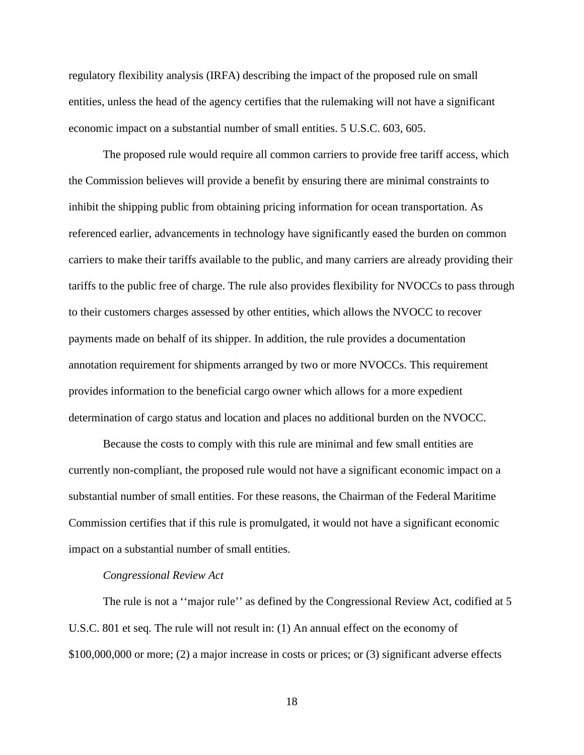regulatory flexibility analysis (IRFA) describing the impact of the proposed rule on small entities, unless the head of the agency certifies that the rulemaking will not have a significant economic impact on a substantial number of small entities. 5 U.S.C. 603, 605.

The proposed rule would require all common carriers to provide free tariff access, which the Commission believes will provide a benefit by ensuring there are minimal constraints to inhibit the shipping public from obtaining pricing information for ocean transportation. As referenced earlier, advancements in technology have significantly eased the burden on common carriers to make their tariffs available to the public, and many carriers are already providing their tariffs to the public free of charge. The rule also provides flexibility for NVOCCs to pass through to their customers charges assessed by other entities, which allows the NVOCC to recover payments made on behalf of its shipper. In addition, the rule provides a documentation annotation requirement for shipments arranged by two or more NVOCCs. This requirement provides information to the beneficial cargo owner which allows for a more expedient determination of cargo status and location and places no additional burden on the NVOCC.

Because the costs to comply with this rule are minimal and few small entities are currently non-compliant, the proposed rule would not have a significant economic impact on a substantial number of small entities. For these reasons, the Chairman of the Federal Maritime Commission certifies that if this rule is promulgated, it would not have a significant economic impact on a substantial number of small entities.

*Congressional Review Act*

The rule is not a ''major rule'' as defined by the Congressional Review Act, codified at 5 U.S.C. 801 et seq. The rule will not result in: (1) An annual effect on the economy of $100,000,000 or more; (2) a major increase in costs or prices; or (3) significant adverse effects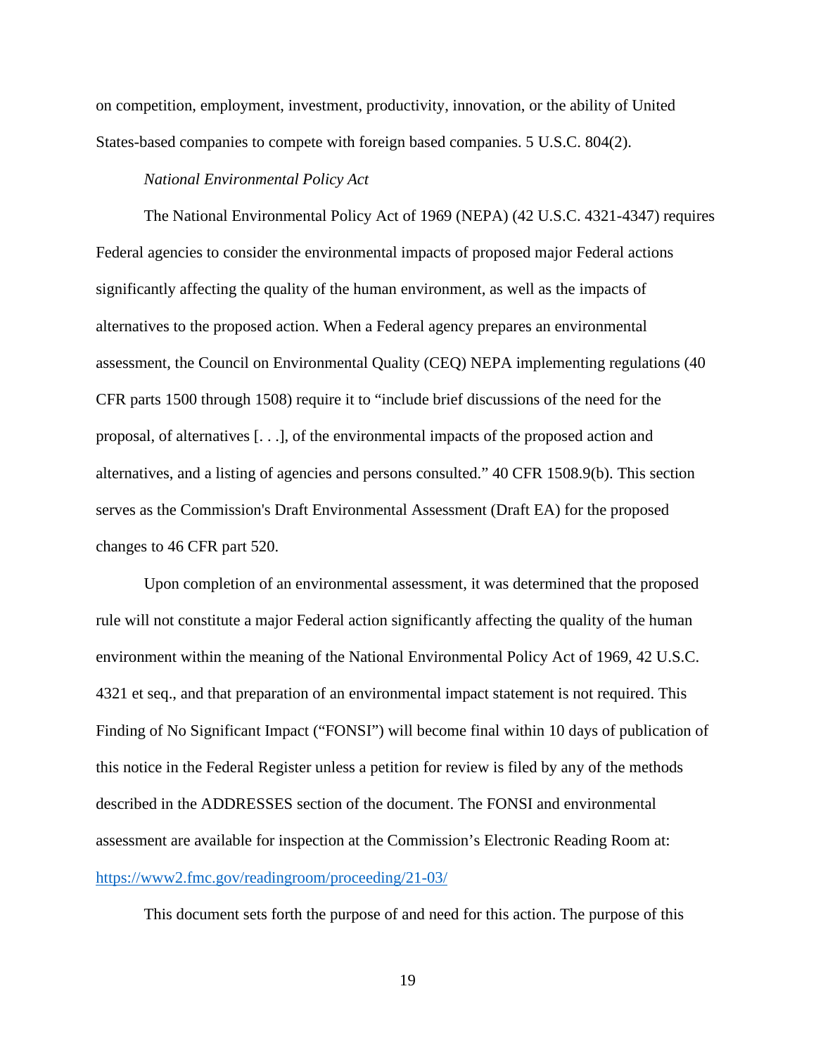on competition, employment, investment, productivity, innovation, or the ability of United States-based companies to compete with foreign based companies. 5 U.S.C. 804(2).

*National Environmental Policy Act*

The National Environmental Policy Act of 1969 (NEPA) (42 U.S.C. 4321-4347) requires Federal agencies to consider the environmental impacts of proposed major Federal actions significantly affecting the quality of the human environment, as well as the impacts of alternatives to the proposed action. When a Federal agency prepares an environmental assessment, the Council on Environmental Quality (CEQ) NEPA implementing regulations (40 CFR parts 1500 through 1508) require it to "include brief discussions of the need for the proposal, of alternatives [. . .], of the environmental impacts of the proposed action and alternatives, and a listing of agencies and persons consulted." 40 CFR 1508.9(b). This section serves as the Commission's Draft Environmental Assessment (Draft EA) for the proposed changes to 46 CFR part 520.

Upon completion of an environmental assessment, it was determined that the proposed rule will not constitute a major Federal action significantly affecting the quality of the human environment within the meaning of the National Environmental Policy Act of 1969, 42 U.S.C. 4321 et seq., and that preparation of an environmental impact statement is not required. This Finding of No Significant Impact ("FONSI") will become final within 10 days of publication of this notice in the Federal Register unless a petition for review is filed by any of the methods described in the ADDRESSES section of the document. The FONSI and environmental assessment are available for inspection at the Commission's Electronic Reading Room at: https://www2.fmc.gov/readingroom/proceeding/21-03/

This document sets forth the purpose of and need for this action. The purpose of this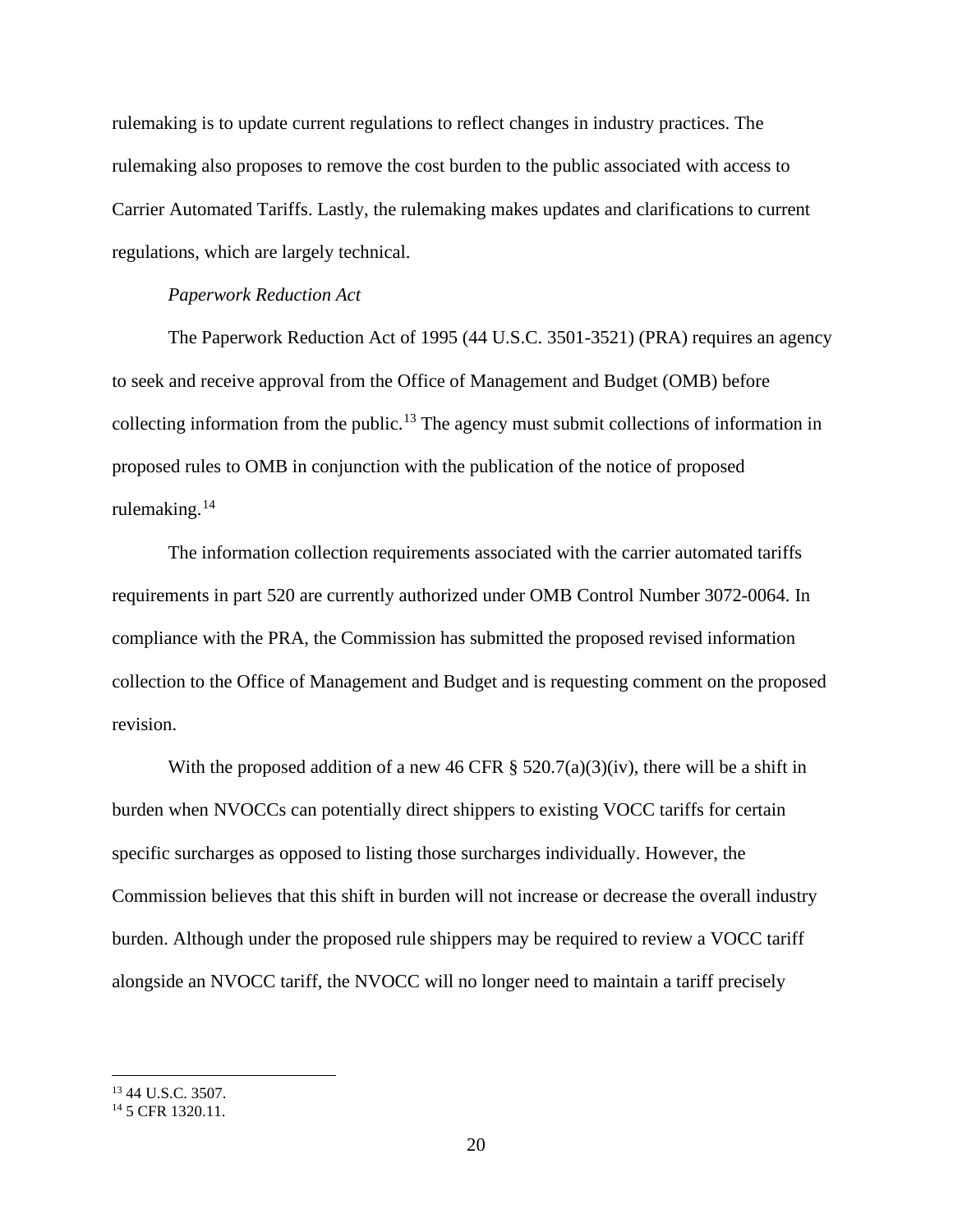rulemaking is to update current regulations to reflect changes in industry practices. The rulemaking also proposes to remove the cost burden to the public associated with access to Carrier Automated Tariffs. Lastly, the rulemaking makes updates and clarifications to current regulations, which are largely technical.

*Paperwork Reduction Act*

The Paperwork Reduction Act of 1995 (44 U.S.C. 3501-3521) (PRA) requires an agency to seek and receive approval from the Office of Management and Budget (OMB) before collecting information from the public.[13] The agency must submit collections of information in proposed rules to OMB in conjunction with the publication of the notice of proposed rulemaking.[14]

The information collection requirements associated with the carrier automated tariffs requirements in part 520 are currently authorized under OMB Control Number 3072-0064. In compliance with the PRA, the Commission has submitted the proposed revised information collection to the Office of Management and Budget and is requesting comment on the proposed revision.

With the proposed addition of a new 46 CFR § 520.7(a)(3)(iv), there will be a shift in burden when NVOCCs can potentially direct shippers to existing VOCC tariffs for certain specific surcharges as opposed to listing those surcharges individually. However, the Commission believes that this shift in burden will not increase or decrease the overall industry burden. Although under the proposed rule shippers may be required to review a VOCC tariff alongside an NVOCC tariff, the NVOCC will no longer need to maintain a tariff precisely

---

[13] 44 U.S.C. 3507.

[14] 5 CFR 1320.11.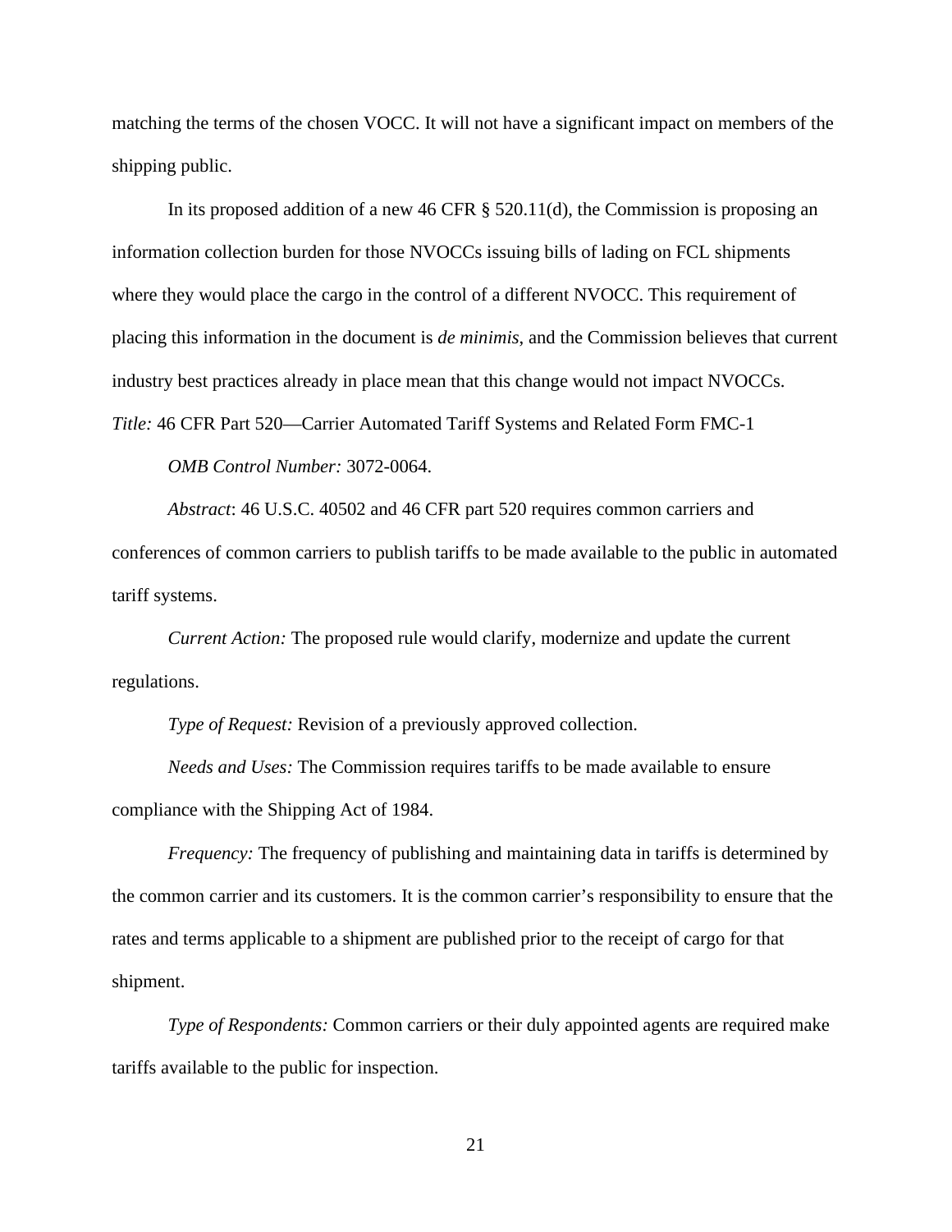matching the terms of the chosen VOCC. It will not have a significant impact on members of the shipping public.

In its proposed addition of a new 46 CFR § 520.11(d), the Commission is proposing an information collection burden for those NVOCCs issuing bills of lading on FCL shipments where they would place the cargo in the control of a different NVOCC. This requirement of placing this information in the document is *de minimis*, and the Commission believes that current industry best practices already in place mean that this change would not impact NVOCCs.

*Title:* 46 CFR Part 520—Carrier Automated Tariff Systems and Related Form FMC-1

*OMB Control Number:* 3072-0064.

*Abstract*: 46 U.S.C. 40502 and 46 CFR part 520 requires common carriers and conferences of common carriers to publish tariffs to be made available to the public in automated tariff systems.

*Current Action:* The proposed rule would clarify, modernize and update the current regulations.

*Type of Request:* Revision of a previously approved collection.

*Needs and Uses:* The Commission requires tariffs to be made available to ensure compliance with the Shipping Act of 1984.

*Frequency:* The frequency of publishing and maintaining data in tariffs is determined by the common carrier and its customers. It is the common carrier's responsibility to ensure that the rates and terms applicable to a shipment are published prior to the receipt of cargo for that shipment.

*Type of Respondents:* Common carriers or their duly appointed agents are required make tariffs available to the public for inspection.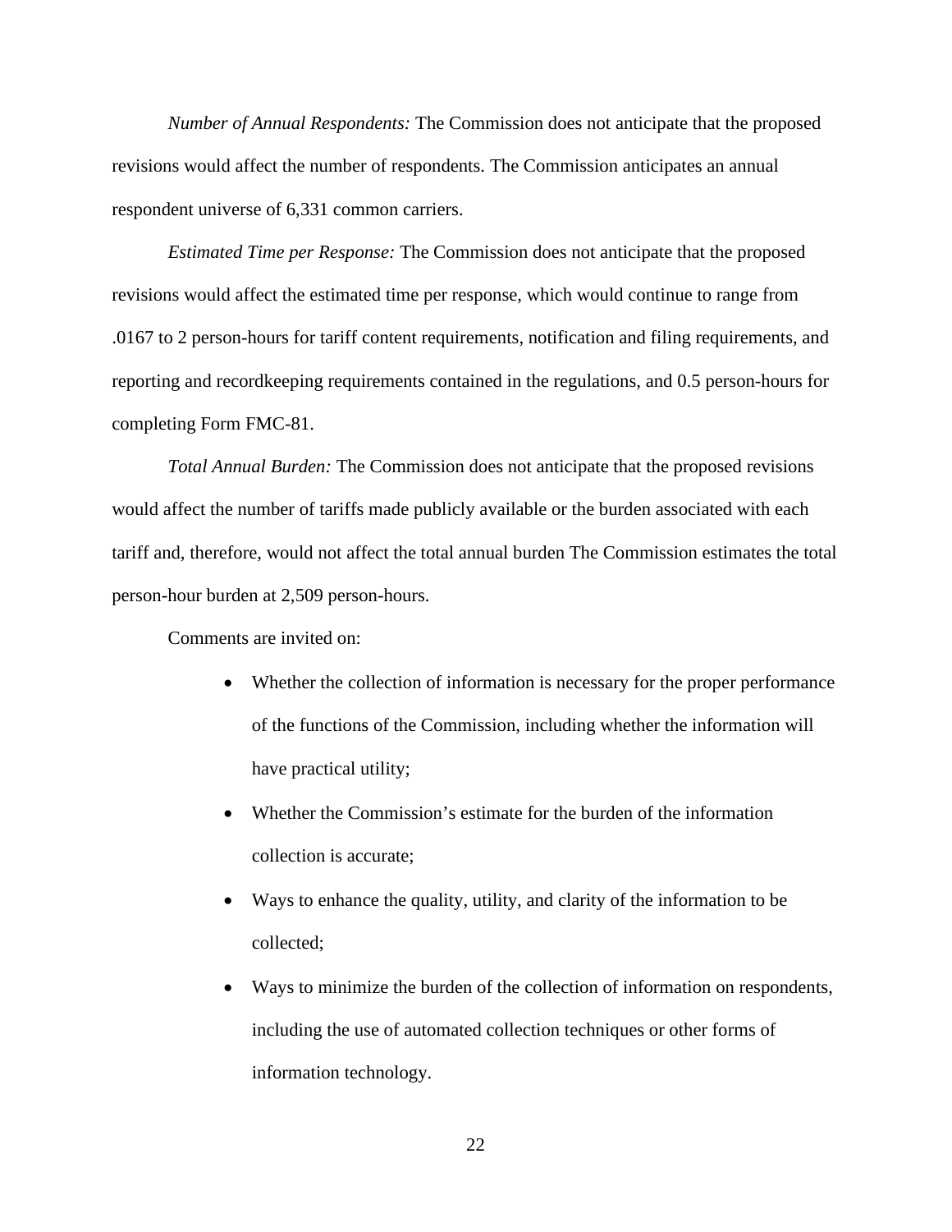*Number of Annual Respondents:* The Commission does not anticipate that the proposed revisions would affect the number of respondents. The Commission anticipates an annual respondent universe of 6,331 common carriers.

*Estimated Time per Response:* The Commission does not anticipate that the proposed revisions would affect the estimated time per response, which would continue to range from .0167 to 2 person-hours for tariff content requirements, notification and filing requirements, and reporting and recordkeeping requirements contained in the regulations, and 0.5 person-hours for completing Form FMC-81.

*Total Annual Burden:* The Commission does not anticipate that the proposed revisions would affect the number of tariffs made publicly available or the burden associated with each tariff and, therefore, would not affect the total annual burden The Commission estimates the total person-hour burden at 2,509 person-hours.

Comments are invited on:

- Whether the collection of information is necessary for the proper performance of the functions of the Commission, including whether the information will have practical utility;
- Whether the Commission's estimate for the burden of the information collection is accurate;
- Ways to enhance the quality, utility, and clarity of the information to be collected;
- Ways to minimize the burden of the collection of information on respondents, including the use of automated collection techniques or other forms of information technology.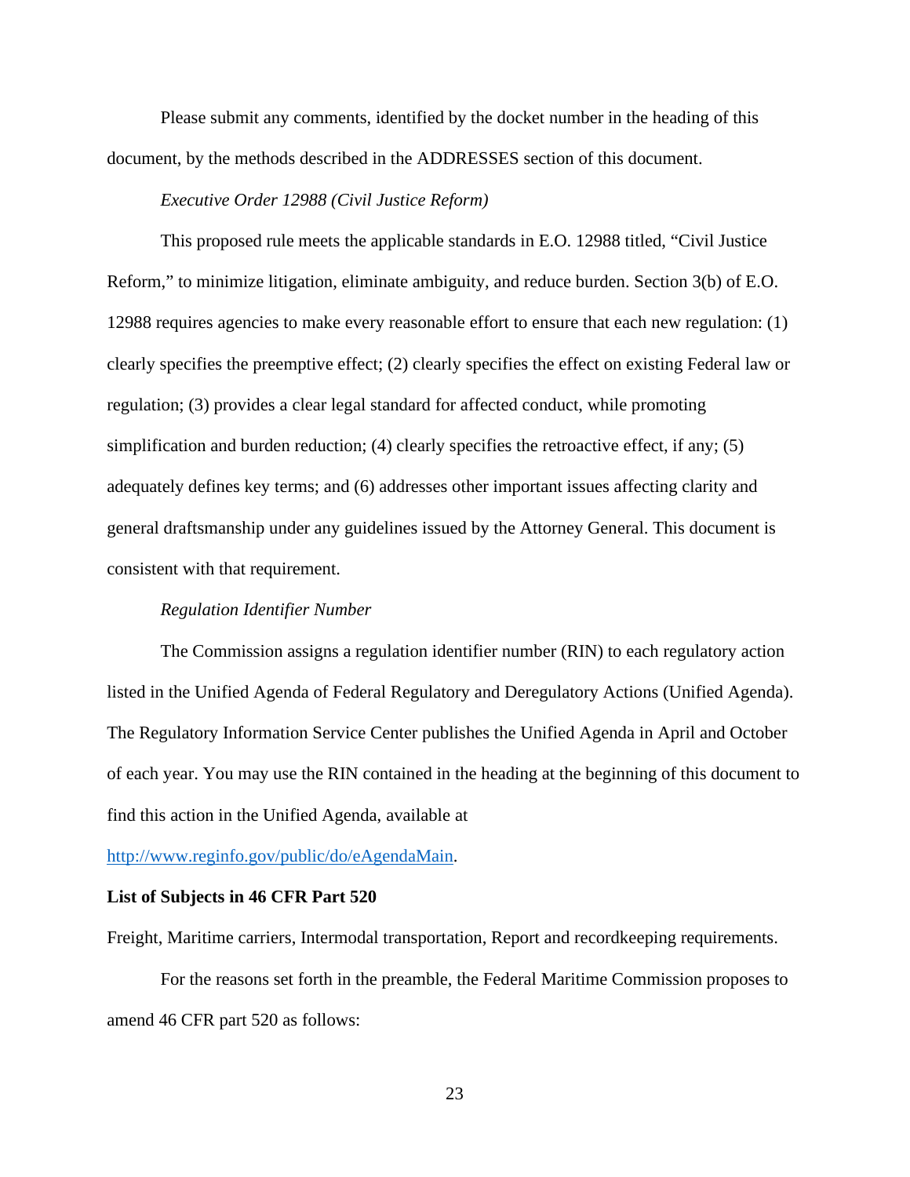Please submit any comments, identified by the docket number in the heading of this document, by the methods described in the ADDRESSES section of this document.

*Executive Order 12988 (Civil Justice Reform)*

This proposed rule meets the applicable standards in E.O. 12988 titled, "Civil Justice Reform," to minimize litigation, eliminate ambiguity, and reduce burden. Section 3(b) of E.O. 12988 requires agencies to make every reasonable effort to ensure that each new regulation: (1) clearly specifies the preemptive effect; (2) clearly specifies the effect on existing Federal law or regulation; (3) provides a clear legal standard for affected conduct, while promoting simplification and burden reduction; (4) clearly specifies the retroactive effect, if any; (5) adequately defines key terms; and (6) addresses other important issues affecting clarity and general draftsmanship under any guidelines issued by the Attorney General. This document is consistent with that requirement.

*Regulation Identifier Number*

The Commission assigns a regulation identifier number (RIN) to each regulatory action listed in the Unified Agenda of Federal Regulatory and Deregulatory Actions (Unified Agenda). The Regulatory Information Service Center publishes the Unified Agenda in April and October of each year. You may use the RIN contained in the heading at the beginning of this document to find this action in the Unified Agenda, available at http://www.reginfo.gov/public/do/eAgendaMain.

**List of Subjects in 46 CFR Part 520**

Freight, Maritime carriers, Intermodal transportation, Report and recordkeeping requirements.

For the reasons set forth in the preamble, the Federal Maritime Commission proposes to amend 46 CFR part 520 as follows: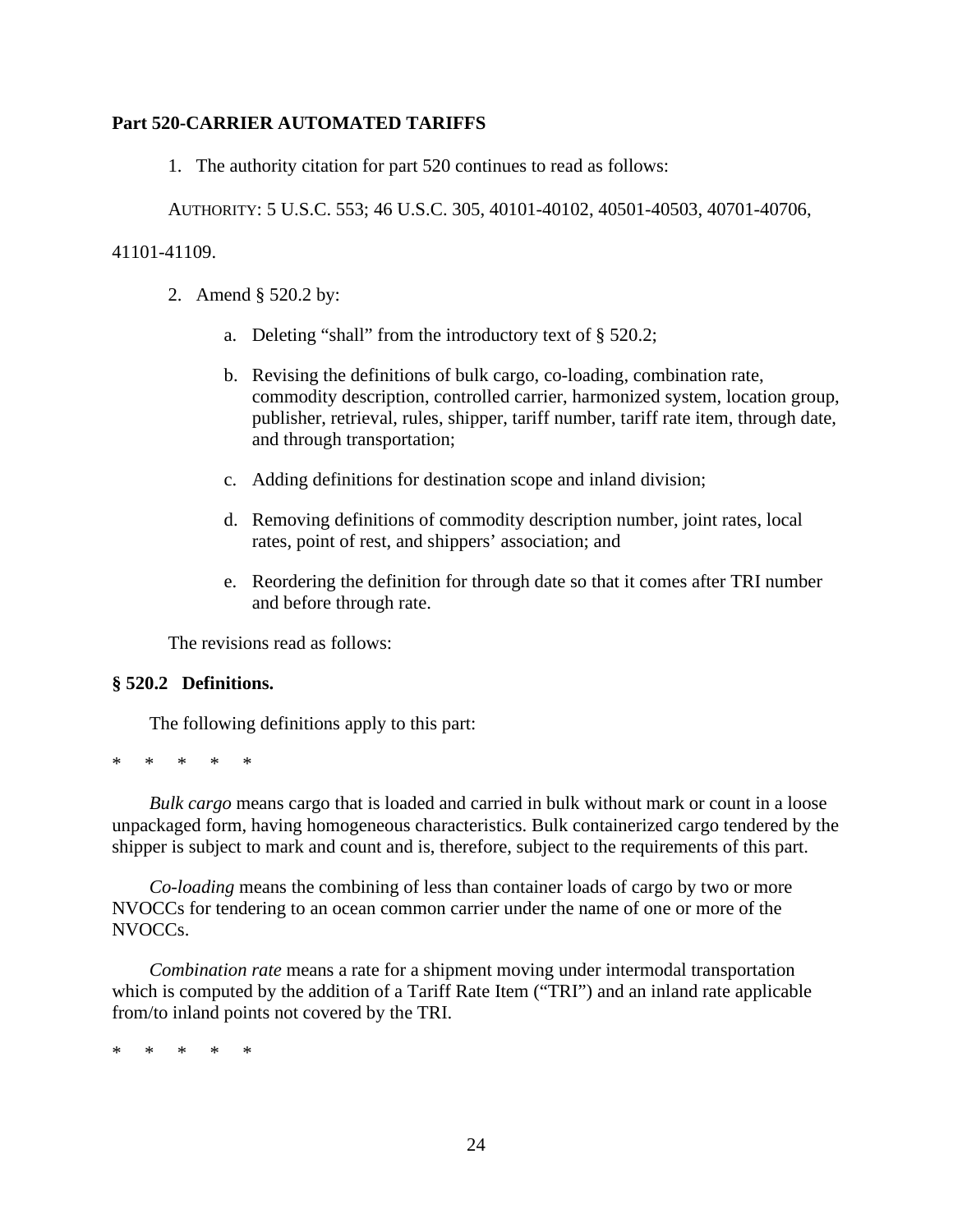**Part 520-CARRIER AUTOMATED TARIFFS**

1. The authority citation for part 520 continues to read as follows:

AUTHORITY: 5 U.S.C. 553; 46 U.S.C. 305, 40101-40102, 40501-40503, 40701-40706, 41101-41109.

2. Amend § 520.2 by:

   a. Deleting "shall" from the introductory text of § 520.2;

   b. Revising the definitions of bulk cargo, co-loading, combination rate, commodity description, controlled carrier, harmonized system, location group, publisher, retrieval, rules, shipper, tariff number, tariff rate item, through date, and through transportation;

   c. Adding definitions for destination scope and inland division;

   d. Removing definitions of commodity description number, joint rates, local rates, point of rest, and shippers' association; and

   e. Reordering the definition for through date so that it comes after TRI number and before through rate.

The revisions read as follows:

**§ 520.2 Definitions.**

The following definitions apply to this part:

\* \* \* \* \*

*Bulk cargo* means cargo that is loaded and carried in bulk without mark or count in a loose unpackaged form, having homogeneous characteristics. Bulk containerized cargo tendered by the shipper is subject to mark and count and is, therefore, subject to the requirements of this part.

*Co-loading* means the combining of less than container loads of cargo by two or more NVOCCs for tendering to an ocean common carrier under the name of one or more of the NVOCCs.

*Combination rate* means a rate for a shipment moving under intermodal transportation which is computed by the addition of a Tariff Rate Item ("TRI") and an inland rate applicable from/to inland points not covered by the TRI.

\* \* \* \* \*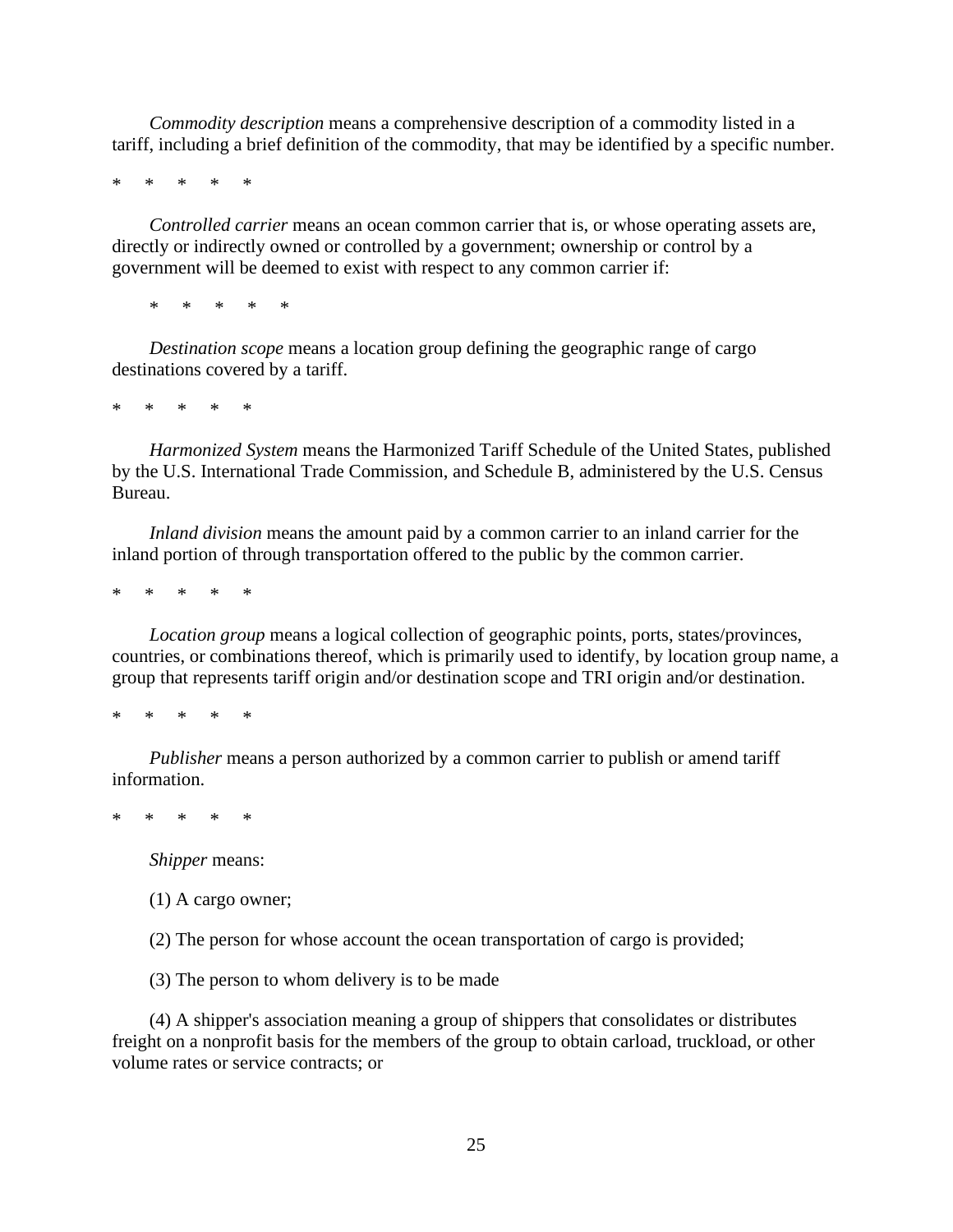*Commodity description* means a comprehensive description of a commodity listed in a tariff, including a brief definition of the commodity, that may be identified by a specific number.

\*     \*     \*     \*     \*

*Controlled carrier* means an ocean common carrier that is, or whose operating assets are, directly or indirectly owned or controlled by a government; ownership or control by a government will be deemed to exist with respect to any common carrier if:

\*     \*     \*     \*     \*

*Destination scope* means a location group defining the geographic range of cargo destinations covered by a tariff.

\*     \*     \*     \*     \*

*Harmonized System* means the Harmonized Tariff Schedule of the United States, published by the U.S. International Trade Commission, and Schedule B, administered by the U.S. Census Bureau.

*Inland division* means the amount paid by a common carrier to an inland carrier for the inland portion of through transportation offered to the public by the common carrier.

\*     \*     \*     \*     \*

*Location group* means a logical collection of geographic points, ports, states/provinces, countries, or combinations thereof, which is primarily used to identify, by location group name, a group that represents tariff origin and/or destination scope and TRI origin and/or destination.

\*     \*     \*     \*     \*

*Publisher* means a person authorized by a common carrier to publish or amend tariff information.

\*     \*     \*     \*     \*

*Shipper* means:

(1) A cargo owner;

(2) The person for whose account the ocean transportation of cargo is provided;

(3) The person to whom delivery is to be made

(4) A shipper's association meaning a group of shippers that consolidates or distributes freight on a nonprofit basis for the members of the group to obtain carload, truckload, or other volume rates or service contracts; or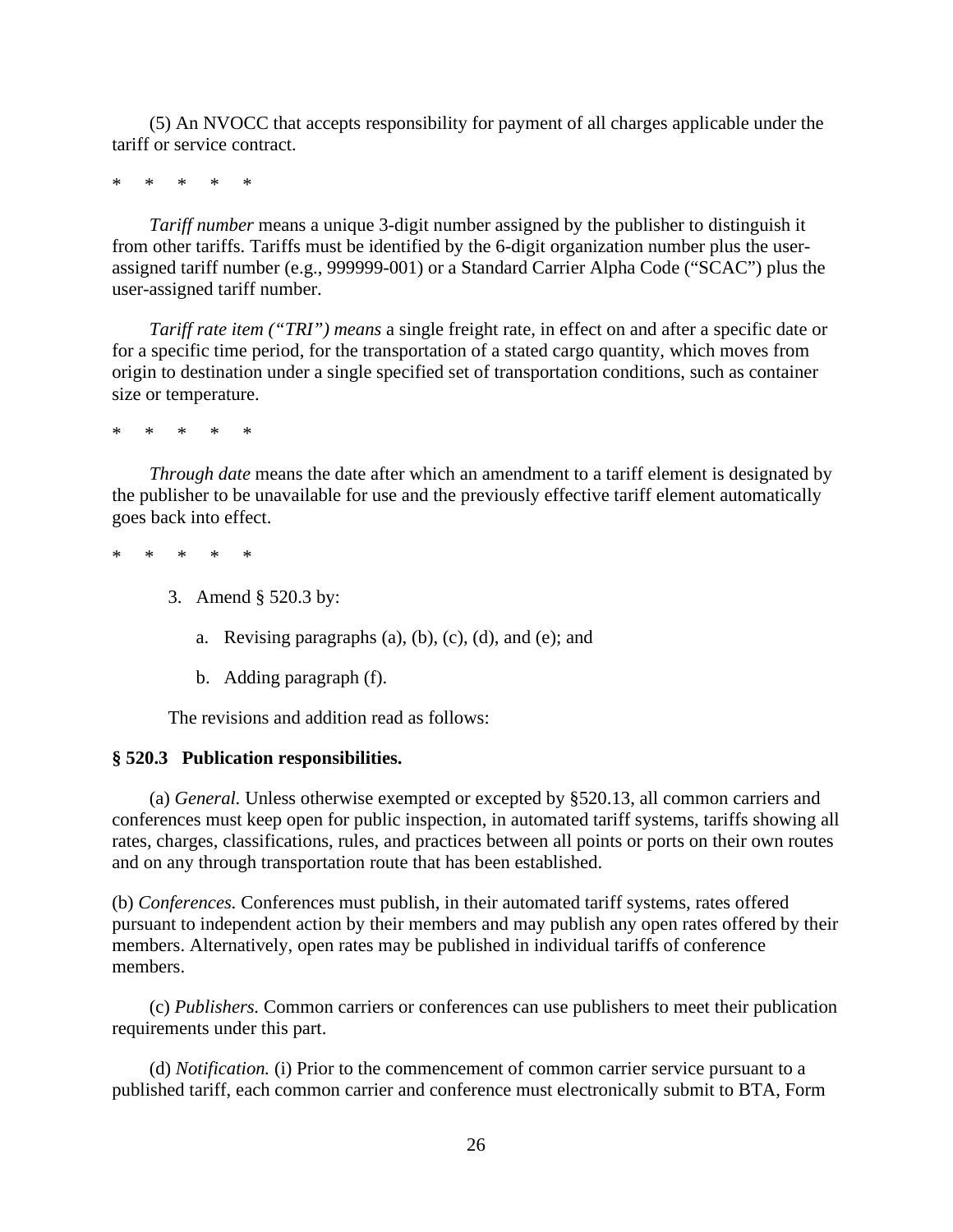(5) An NVOCC that accepts responsibility for payment of all charges applicable under the tariff or service contract.

\* \* \* \* \*

*Tariff number* means a unique 3-digit number assigned by the publisher to distinguish it from other tariffs. Tariffs must be identified by the 6-digit organization number plus the user-assigned tariff number (e.g., 999999-001) or a Standard Carrier Alpha Code ("SCAC") plus the user-assigned tariff number.

*Tariff rate item ("TRI") means* a single freight rate, in effect on and after a specific date or for a specific time period, for the transportation of a stated cargo quantity, which moves from origin to destination under a single specified set of transportation conditions, such as container size or temperature.

\* \* \* \* \*

*Through date* means the date after which an amendment to a tariff element is designated by the publisher to be unavailable for use and the previously effective tariff element automatically goes back into effect.

\* \* \* \* \*

3. Amend § 520.3 by:

   a. Revising paragraphs (a), (b), (c), (d), and (e); and

   b. Adding paragraph (f).

The revisions and addition read as follows:

**§ 520.3 Publication responsibilities.**

(a) *General.* Unless otherwise exempted or excepted by §520.13, all common carriers and conferences must keep open for public inspection, in automated tariff systems, tariffs showing all rates, charges, classifications, rules, and practices between all points or ports on their own routes and on any through transportation route that has been established.

(b) *Conferences.* Conferences must publish, in their automated tariff systems, rates offered pursuant to independent action by their members and may publish any open rates offered by their members. Alternatively, open rates may be published in individual tariffs of conference members.

(c) *Publishers.* Common carriers or conferences can use publishers to meet their publication requirements under this part.

(d) *Notification.* (i) Prior to the commencement of common carrier service pursuant to a published tariff, each common carrier and conference must electronically submit to BTA, Form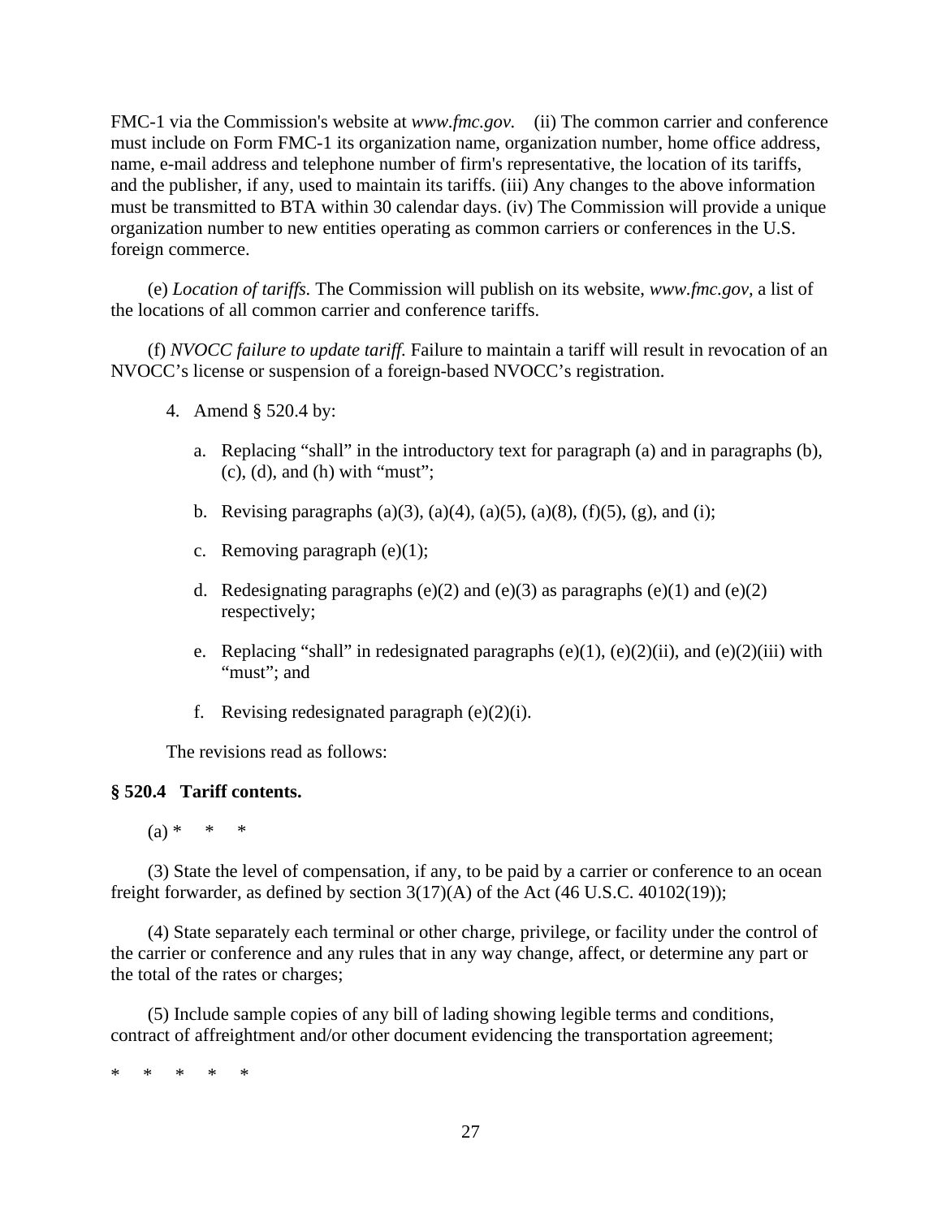FMC-1 via the Commission's website at *www.fmc.gov.* (ii) The common carrier and conference must include on Form FMC-1 its organization name, organization number, home office address, name, e-mail address and telephone number of firm's representative, the location of its tariffs, and the publisher, if any, used to maintain its tariffs. (iii) Any changes to the above information must be transmitted to BTA within 30 calendar days. (iv) The Commission will provide a unique organization number to new entities operating as common carriers or conferences in the U.S. foreign commerce.

(e) *Location of tariffs.* The Commission will publish on its website, *www.fmc.gov*, a list of the locations of all common carrier and conference tariffs.

(f) *NVOCC failure to update tariff.* Failure to maintain a tariff will result in revocation of an NVOCC's license or suspension of a foreign-based NVOCC's registration.

4. Amend § 520.4 by:

   a. Replacing "shall" in the introductory text for paragraph (a) and in paragraphs (b), (c), (d), and (h) with "must";

   b. Revising paragraphs (a)(3), (a)(4), (a)(5), (a)(8), (f)(5), (g), and (i);

   c. Removing paragraph (e)(1);

   d. Redesignating paragraphs (e)(2) and (e)(3) as paragraphs (e)(1) and (e)(2) respectively;

   e. Replacing "shall" in redesignated paragraphs (e)(1), (e)(2)(ii), and (e)(2)(iii) with "must"; and

   f. Revising redesignated paragraph (e)(2)(i).

The revisions read as follows:

**§ 520.4 Tariff contents.**

(a) * * *

(3) State the level of compensation, if any, to be paid by a carrier or conference to an ocean freight forwarder, as defined by section 3(17)(A) of the Act (46 U.S.C. 40102(19));

(4) State separately each terminal or other charge, privilege, or facility under the control of the carrier or conference and any rules that in any way change, affect, or determine any part or the total of the rates or charges;

(5) Include sample copies of any bill of lading showing legible terms and conditions, contract of affreightment and/or other document evidencing the transportation agreement;

\* * * * *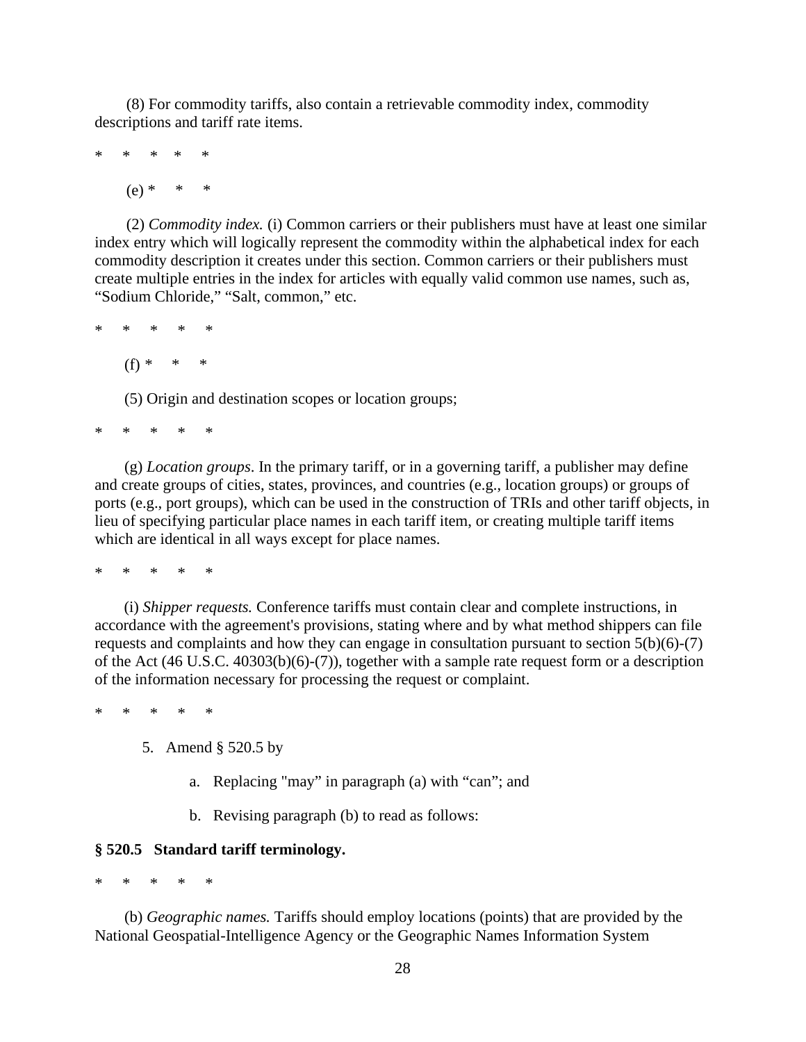(8) For commodity tariffs, also contain a retrievable commodity index, commodity descriptions and tariff rate items.

\*     \*     \*     \*     \*

(e) \*     \*     \*

(2) *Commodity index.* (i) Common carriers or their publishers must have at least one similar index entry which will logically represent the commodity within the alphabetical index for each commodity description it creates under this section. Common carriers or their publishers must create multiple entries in the index for articles with equally valid common use names, such as, "Sodium Chloride," "Salt, common," etc.

\*     \*     \*     \*     \*

(f) \*     \*     \*

(5) Origin and destination scopes or location groups;

\*     \*     \*     \*     \*

(g) *Location groups*. In the primary tariff, or in a governing tariff, a publisher may define and create groups of cities, states, provinces, and countries (e.g., location groups) or groups of ports (e.g., port groups), which can be used in the construction of TRIs and other tariff objects, in lieu of specifying particular place names in each tariff item, or creating multiple tariff items which are identical in all ways except for place names.

\*     \*     \*     \*     \*

(i) *Shipper requests.* Conference tariffs must contain clear and complete instructions, in accordance with the agreement's provisions, stating where and by what method shippers can file requests and complaints and how they can engage in consultation pursuant to section 5(b)(6)-(7) of the Act (46 U.S.C. 40303(b)(6)-(7)), together with a sample rate request form or a description of the information necessary for processing the request or complaint.

\*     \*     \*     \*     \*

5. Amend § 520.5 by

   a. Replacing "may" in paragraph (a) with "can"; and

   b. Revising paragraph (b) to read as follows:

**§ 520.5   Standard tariff terminology.**

\*     \*     \*     \*     \*

(b) *Geographic names.* Tariffs should employ locations (points) that are provided by the National Geospatial-Intelligence Agency or the Geographic Names Information System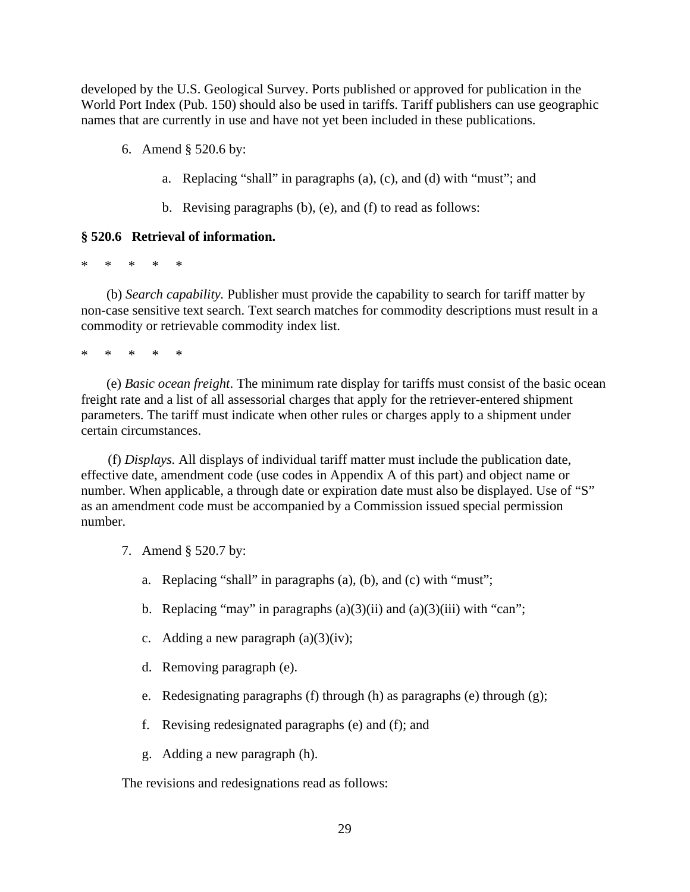developed by the U.S. Geological Survey. Ports published or approved for publication in the World Port Index (Pub. 150) should also be used in tariffs. Tariff publishers can use geographic names that are currently in use and have not yet been included in these publications.

6. Amend § 520.6 by:

   a. Replacing "shall" in paragraphs (a), (c), and (d) with "must"; and

   b. Revising paragraphs (b), (e), and (f) to read as follows:

**§ 520.6 Retrieval of information.**

\* \* \* \* \*

(b) *Search capability.* Publisher must provide the capability to search for tariff matter by non-case sensitive text search. Text search matches for commodity descriptions must result in a commodity or retrievable commodity index list.

\* \* \* \* \*

(e) *Basic ocean freight*. The minimum rate display for tariffs must consist of the basic ocean freight rate and a list of all assessorial charges that apply for the retriever-entered shipment parameters. The tariff must indicate when other rules or charges apply to a shipment under certain circumstances.

(f) *Displays.* All displays of individual tariff matter must include the publication date, effective date, amendment code (use codes in Appendix A of this part) and object name or number. When applicable, a through date or expiration date must also be displayed. Use of "S" as an amendment code must be accompanied by a Commission issued special permission number.

7. Amend § 520.7 by:

   a. Replacing "shall" in paragraphs (a), (b), and (c) with "must";

   b. Replacing "may" in paragraphs (a)(3)(ii) and (a)(3)(iii) with "can";

   c. Adding a new paragraph (a)(3)(iv);

   d. Removing paragraph (e).

   e. Redesignating paragraphs (f) through (h) as paragraphs (e) through (g);

   f. Revising redesignated paragraphs (e) and (f); and

   g. Adding a new paragraph (h).

The revisions and redesignations read as follows: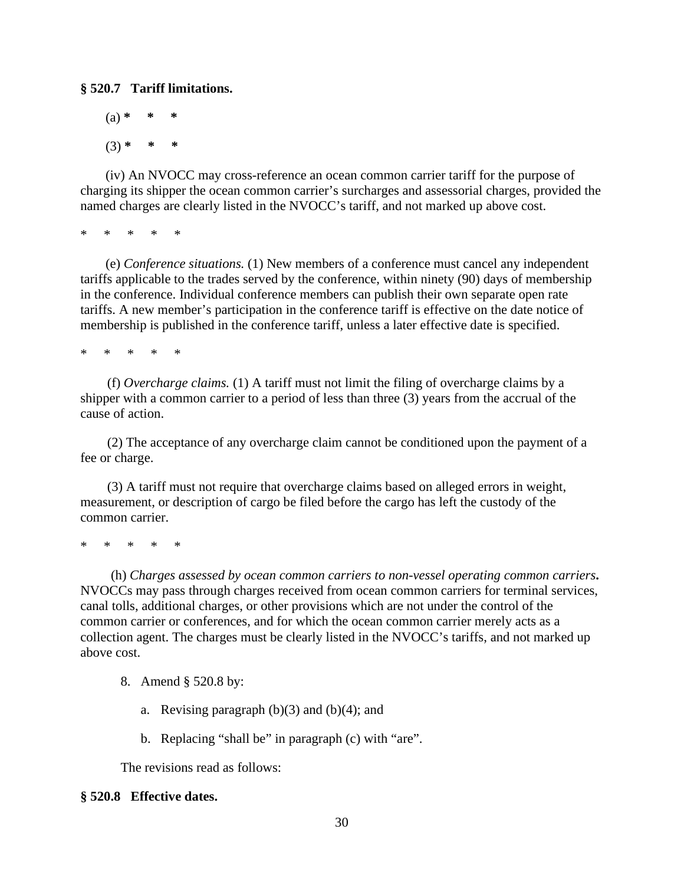**§ 520.7 Tariff limitations.**

(a) **\* \* \***

(3) **\* \* \***

(iv) An NVOCC may cross-reference an ocean common carrier tariff for the purpose of charging its shipper the ocean common carrier's surcharges and assessorial charges, provided the named charges are clearly listed in the NVOCC's tariff, and not marked up above cost.

\* \* \* \* \*

(e) *Conference situations.* (1) New members of a conference must cancel any independent tariffs applicable to the trades served by the conference, within ninety (90) days of membership in the conference. Individual conference members can publish their own separate open rate tariffs. A new member's participation in the conference tariff is effective on the date notice of membership is published in the conference tariff, unless a later effective date is specified.

\* \* \* \* \*

(f) *Overcharge claims.* (1) A tariff must not limit the filing of overcharge claims by a shipper with a common carrier to a period of less than three (3) years from the accrual of the cause of action.

(2) The acceptance of any overcharge claim cannot be conditioned upon the payment of a fee or charge.

(3) A tariff must not require that overcharge claims based on alleged errors in weight, measurement, or description of cargo be filed before the cargo has left the custody of the common carrier.

\* \* \* \* \*

(h) *Charges assessed by ocean common carriers to non-vessel operating common carriers***.** NVOCCs may pass through charges received from ocean common carriers for terminal services, canal tolls, additional charges, or other provisions which are not under the control of the common carrier or conferences, and for which the ocean common carrier merely acts as a collection agent. The charges must be clearly listed in the NVOCC's tariffs, and not marked up above cost.

8. Amend § 520.8 by:

   a. Revising paragraph (b)(3) and (b)(4); and

   b. Replacing "shall be" in paragraph (c) with "are".

The revisions read as follows:

**§ 520.8 Effective dates.**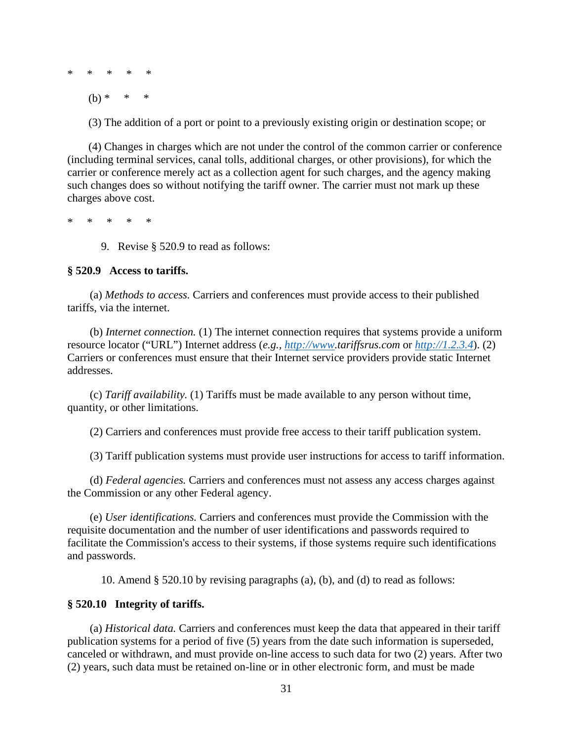\*     \*     \*     \*     \*

(b) \*     \*     \*

(3) The addition of a port or point to a previously existing origin or destination scope; or

(4) Changes in charges which are not under the control of the common carrier or conference (including terminal services, canal tolls, additional charges, or other provisions), for which the carrier or conference merely act as a collection agent for such charges, and the agency making such changes does so without notifying the tariff owner. The carrier must not mark up these charges above cost.

\*     \*     \*     \*     \*

9. Revise § 520.9 to read as follows:

**§ 520.9   Access to tariffs.**

(a) *Methods to access.* Carriers and conferences must provide access to their published tariffs, via the internet.

(b) *Internet connection.* (1) The internet connection requires that systems provide a uniform resource locator ("URL") Internet address (*e.g., http://www.tariffsrus.com* or *http://1.2.3.4*). (2) Carriers or conferences must ensure that their Internet service providers provide static Internet addresses.

(c) *Tariff availability.* (1) Tariffs must be made available to any person without time, quantity, or other limitations.

(2) Carriers and conferences must provide free access to their tariff publication system.

(3) Tariff publication systems must provide user instructions for access to tariff information.

(d) *Federal agencies.* Carriers and conferences must not assess any access charges against the Commission or any other Federal agency.

(e) *User identifications.* Carriers and conferences must provide the Commission with the requisite documentation and the number of user identifications and passwords required to facilitate the Commission's access to their systems, if those systems require such identifications and passwords.

10. Amend § 520.10 by revising paragraphs (a), (b), and (d) to read as follows:

**§ 520.10   Integrity of tariffs.**

(a) *Historical data.* Carriers and conferences must keep the data that appeared in their tariff publication systems for a period of five (5) years from the date such information is superseded, canceled or withdrawn, and must provide on-line access to such data for two (2) years. After two (2) years, such data must be retained on-line or in other electronic form, and must be made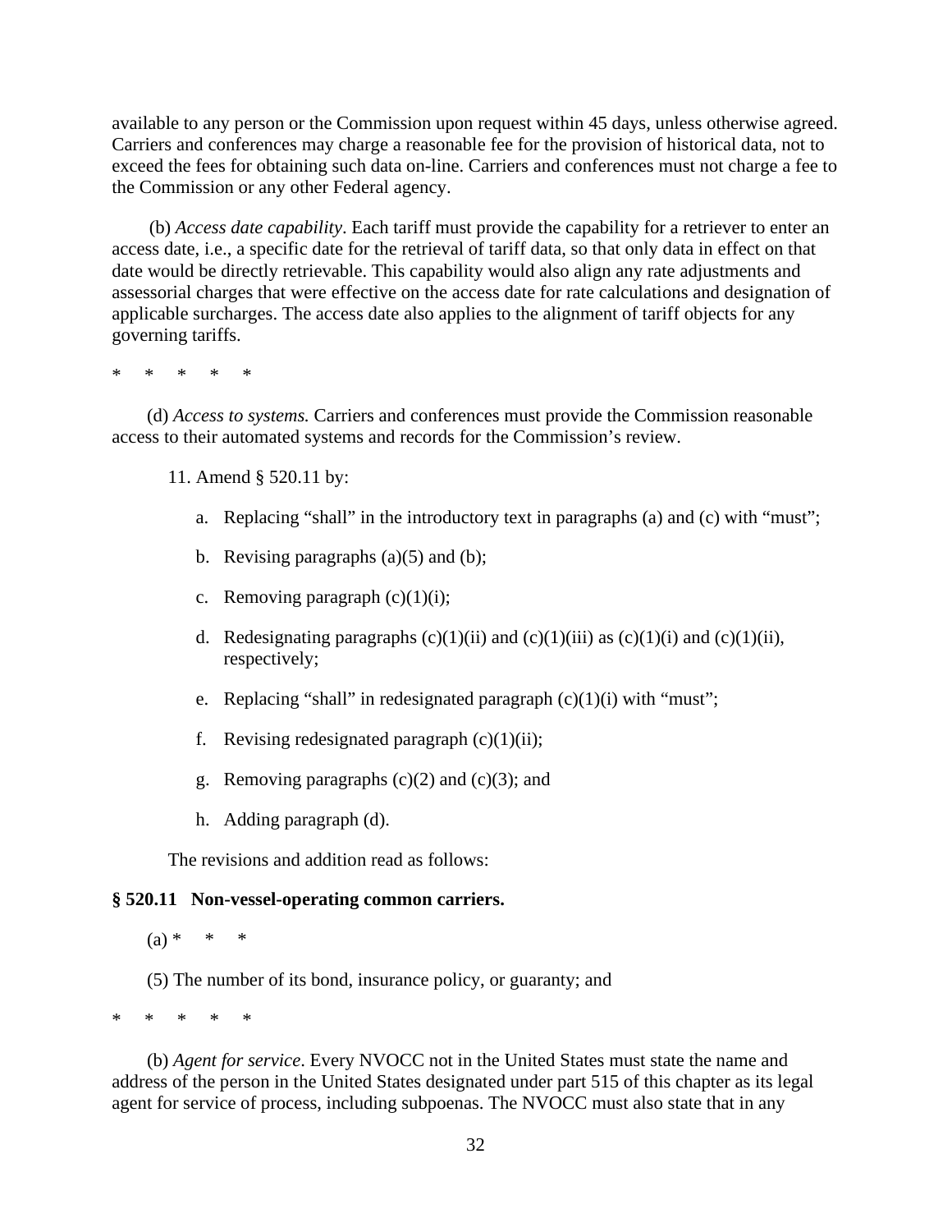available to any person or the Commission upon request within 45 days, unless otherwise agreed. Carriers and conferences may charge a reasonable fee for the provision of historical data, not to exceed the fees for obtaining such data on-line. Carriers and conferences must not charge a fee to the Commission or any other Federal agency.

(b) *Access date capability*. Each tariff must provide the capability for a retriever to enter an access date, i.e., a specific date for the retrieval of tariff data, so that only data in effect on that date would be directly retrievable. This capability would also align any rate adjustments and assessorial charges that were effective on the access date for rate calculations and designation of applicable surcharges. The access date also applies to the alignment of tariff objects for any governing tariffs.

\* \* \* \* \*

(d) *Access to systems.* Carriers and conferences must provide the Commission reasonable access to their automated systems and records for the Commission's review.

11. Amend § 520.11 by:

a. Replacing "shall" in the introductory text in paragraphs (a) and (c) with "must";

b. Revising paragraphs (a)(5) and (b);

c. Removing paragraph (c)(1)(i);

d. Redesignating paragraphs (c)(1)(ii) and (c)(1)(iii) as (c)(1)(i) and (c)(1)(ii), respectively;

e. Replacing "shall" in redesignated paragraph (c)(1)(i) with "must";

f. Revising redesignated paragraph (c)(1)(ii);

g. Removing paragraphs (c)(2) and (c)(3); and

h. Adding paragraph (d).

The revisions and addition read as follows:

**§ 520.11 Non-vessel-operating common carriers.**

(a) \* \* \*

(5) The number of its bond, insurance policy, or guaranty; and

\* \* \* \* \*

(b) *Agent for service*. Every NVOCC not in the United States must state the name and address of the person in the United States designated under part 515 of this chapter as its legal agent for service of process, including subpoenas. The NVOCC must also state that in any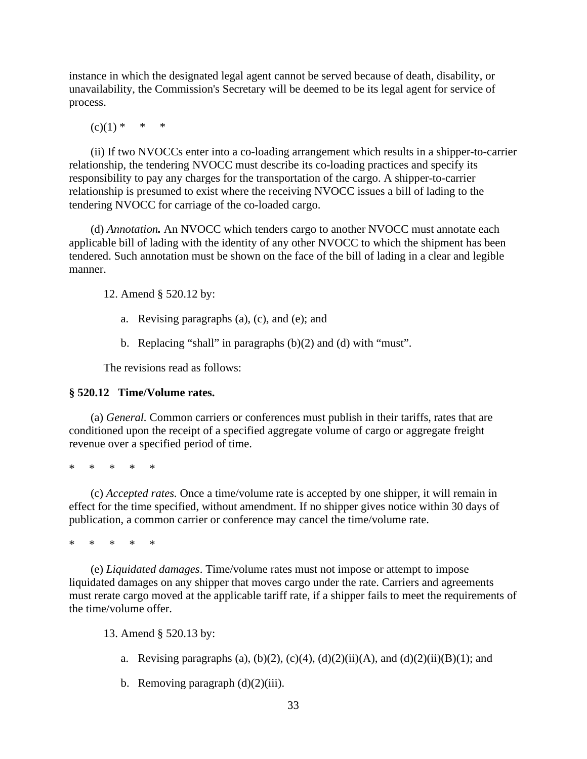instance in which the designated legal agent cannot be served because of death, disability, or unavailability, the Commission's Secretary will be deemed to be its legal agent for service of process.

(c)(1) * * *

(ii) If two NVOCCs enter into a co-loading arrangement which results in a shipper-to-carrier relationship, the tendering NVOCC must describe its co-loading practices and specify its responsibility to pay any charges for the transportation of the cargo. A shipper-to-carrier relationship is presumed to exist where the receiving NVOCC issues a bill of lading to the tendering NVOCC for carriage of the co-loaded cargo.

(d) ***Annotation.*** An NVOCC which tenders cargo to another NVOCC must annotate each applicable bill of lading with the identity of any other NVOCC to which the shipment has been tendered. Such annotation must be shown on the face of the bill of lading in a clear and legible manner.

12. Amend § 520.12 by:

a. Revising paragraphs (a), (c), and (e); and

b. Replacing "shall" in paragraphs (b)(2) and (d) with "must".

The revisions read as follows:

**§ 520.12 Time/Volume rates.**

(a) *General.* Common carriers or conferences must publish in their tariffs, rates that are conditioned upon the receipt of a specified aggregate volume of cargo or aggregate freight revenue over a specified period of time.

\* \* \* \* \*

(c) *Accepted rates.* Once a time/volume rate is accepted by one shipper, it will remain in effect for the time specified, without amendment. If no shipper gives notice within 30 days of publication, a common carrier or conference may cancel the time/volume rate.

\* \* \* \* \*

(e) *Liquidated damages*. Time/volume rates must not impose or attempt to impose liquidated damages on any shipper that moves cargo under the rate. Carriers and agreements must rerate cargo moved at the applicable tariff rate, if a shipper fails to meet the requirements of the time/volume offer.

13. Amend § 520.13 by:

a. Revising paragraphs (a), (b)(2), (c)(4), (d)(2)(ii)(A), and (d)(2)(ii)(B)(1); and

b. Removing paragraph (d)(2)(iii).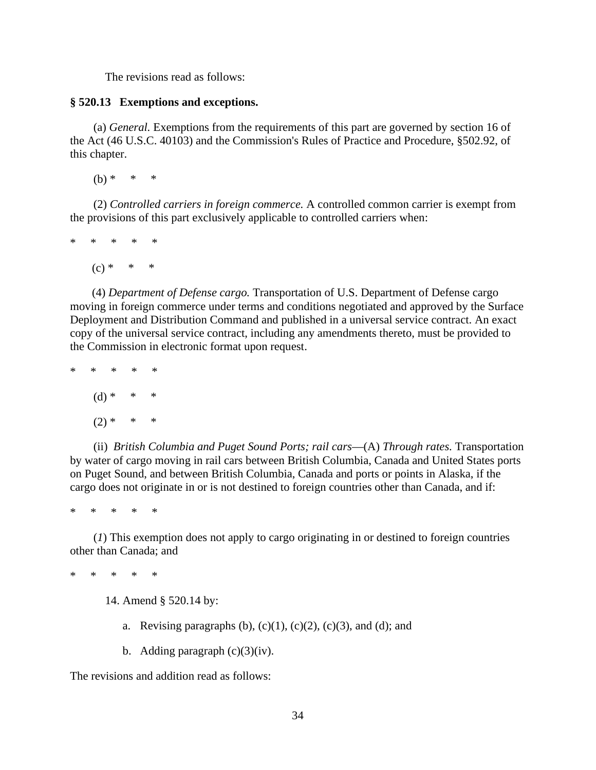The revisions read as follows:

**§ 520.13 Exemptions and exceptions.**

(a) *General*. Exemptions from the requirements of this part are governed by section 16 of the Act (46 U.S.C. 40103) and the Commission's Rules of Practice and Procedure, §502.92, of this chapter.

(b) * * *

(2) *Controlled carriers in foreign commerce.* A controlled common carrier is exempt from the provisions of this part exclusively applicable to controlled carriers when:

\* * * * *

(c) * * *

(4) *Department of Defense cargo.* Transportation of U.S. Department of Defense cargo moving in foreign commerce under terms and conditions negotiated and approved by the Surface Deployment and Distribution Command and published in a universal service contract. An exact copy of the universal service contract, including any amendments thereto, must be provided to the Commission in electronic format upon request.

\* * * * *

(d) * * *

(2) * * *

(ii) *British Columbia and Puget Sound Ports; rail cars*—(A) *Through rates*. Transportation by water of cargo moving in rail cars between British Columbia, Canada and United States ports on Puget Sound, and between British Columbia, Canada and ports or points in Alaska, if the cargo does not originate in or is not destined to foreign countries other than Canada, and if:

\* * * * *

(*1*) This exemption does not apply to cargo originating in or destined to foreign countries other than Canada; and

\* * * * *

14. Amend § 520.14 by:

a. Revising paragraphs (b), (c)(1), (c)(2), (c)(3), and (d); and

b. Adding paragraph (c)(3)(iv).

The revisions and addition read as follows: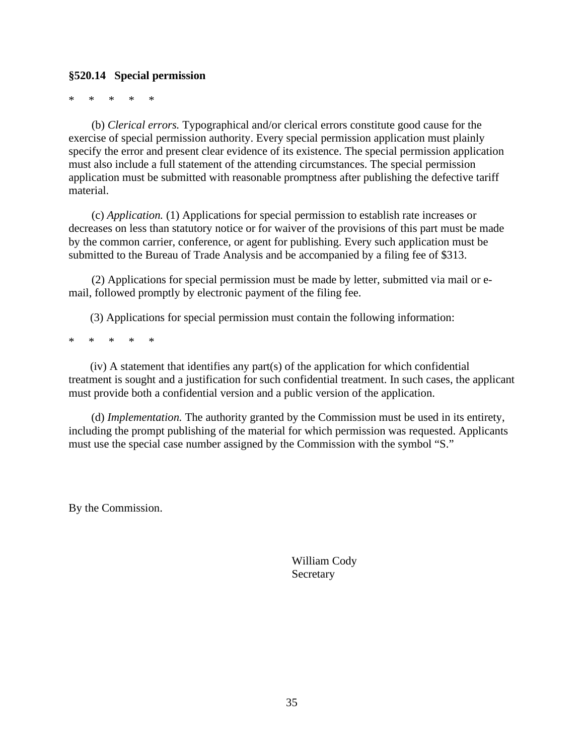**§520.14 Special permission**

\* \* \* \* \*

(b) *Clerical errors.* Typographical and/or clerical errors constitute good cause for the exercise of special permission authority. Every special permission application must plainly specify the error and present clear evidence of its existence. The special permission application must also include a full statement of the attending circumstances. The special permission application must be submitted with reasonable promptness after publishing the defective tariff material.

(c) *Application.* (1) Applications for special permission to establish rate increases or decreases on less than statutory notice or for waiver of the provisions of this part must be made by the common carrier, conference, or agent for publishing. Every such application must be submitted to the Bureau of Trade Analysis and be accompanied by a filing fee of $313.

(2) Applications for special permission must be made by letter, submitted via mail or e-mail, followed promptly by electronic payment of the filing fee.

(3) Applications for special permission must contain the following information:

\* \* \* \* \*

(iv) A statement that identifies any part(s) of the application for which confidential treatment is sought and a justification for such confidential treatment. In such cases, the applicant must provide both a confidential version and a public version of the application.

(d) *Implementation.* The authority granted by the Commission must be used in its entirety, including the prompt publishing of the material for which permission was requested. Applicants must use the special case number assigned by the Commission with the symbol "S."

By the Commission.

William Cody
Secretary